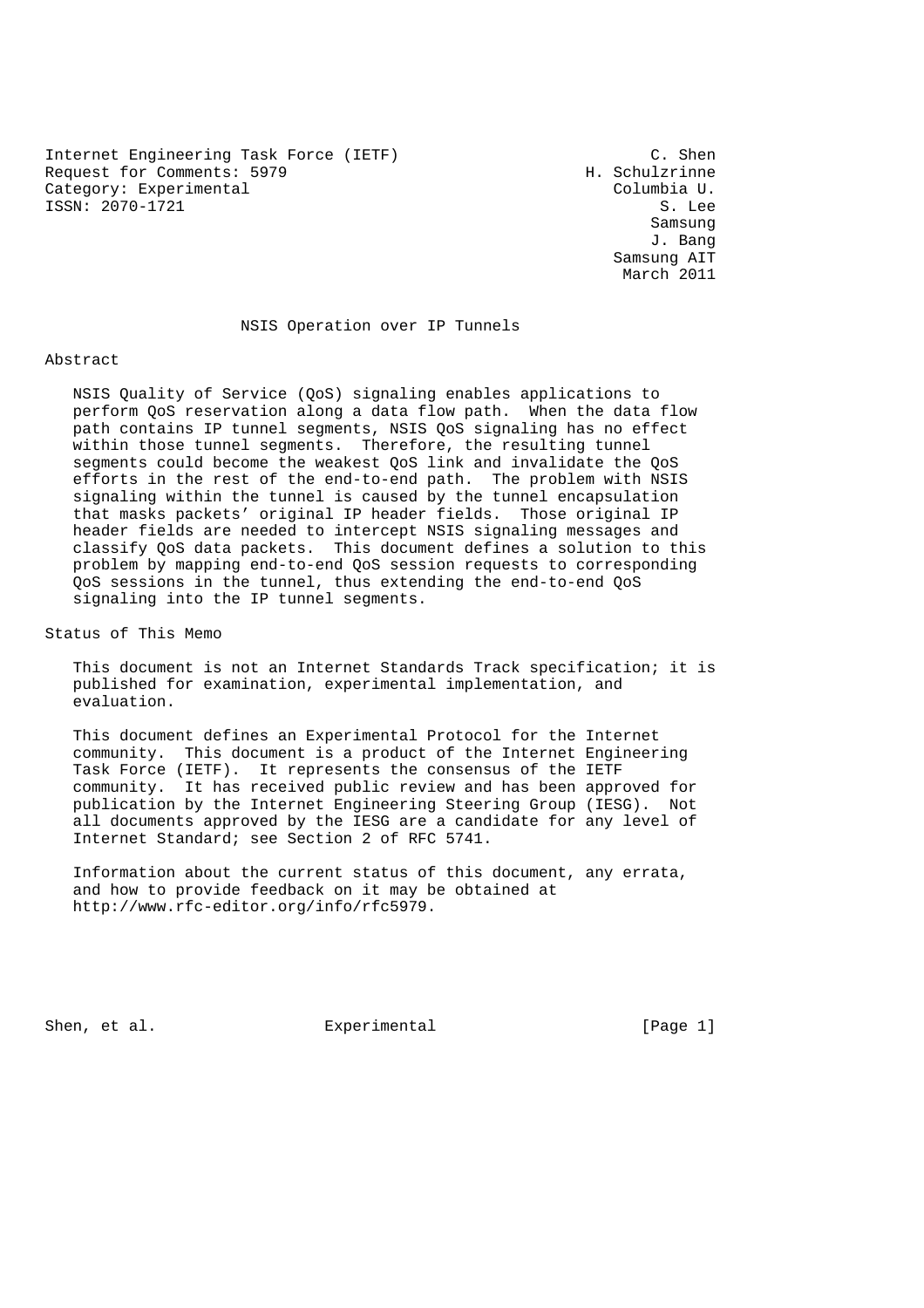Internet Engineering Task Force (IETF) C. Shen
Request for Comments: 5979 H. Schulzrinne
Category: Experimental Columbia U.
ISSN: 2070-1721 S. Lee
Samsung
J. Bang
Samsung AIT
March 2011

# NSIS Operation over IP Tunnels

## Abstract

NSIS Quality of Service (QoS) signaling enables applications to perform QoS reservation along a data flow path. When the data flow path contains IP tunnel segments, NSIS QoS signaling has no effect within those tunnel segments. Therefore, the resulting tunnel segments could become the weakest QoS link and invalidate the QoS efforts in the rest of the end-to-end path. The problem with NSIS signaling within the tunnel is caused by the tunnel encapsulation that masks packets' original IP header fields. Those original IP header fields are needed to intercept NSIS signaling messages and classify QoS data packets. This document defines a solution to this problem by mapping end-to-end QoS session requests to corresponding QoS sessions in the tunnel, thus extending the end-to-end QoS signaling into the IP tunnel segments.

## Status of This Memo

This document is not an Internet Standards Track specification; it is published for examination, experimental implementation, and evaluation.

This document defines an Experimental Protocol for the Internet community. This document is a product of the Internet Engineering Task Force (IETF). It represents the consensus of the IETF community. It has received public review and has been approved for publication by the Internet Engineering Steering Group (IESG). Not all documents approved by the IESG are a candidate for any level of Internet Standard; see Section 2 of RFC 5741.

Information about the current status of this document, any errata, and how to provide feedback on it may be obtained at http://www.rfc-editor.org/info/rfc5979.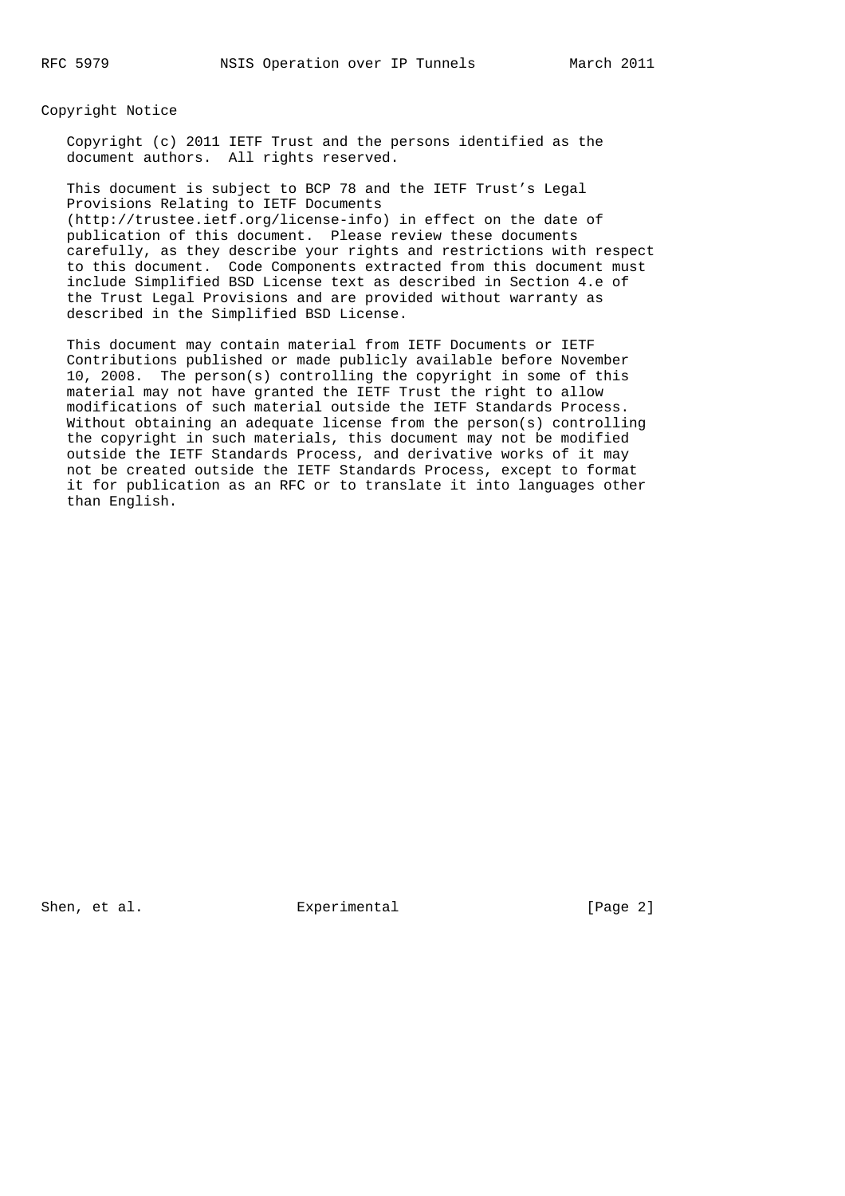## Copyright Notice

Copyright (c) 2011 IETF Trust and the persons identified as the document authors. All rights reserved.

This document is subject to BCP 78 and the IETF Trust's Legal Provisions Relating to IETF Documents (http://trustee.ietf.org/license-info) in effect on the date of publication of this document. Please review these documents carefully, as they describe your rights and restrictions with respect to this document. Code Components extracted from this document must include Simplified BSD License text as described in Section 4.e of the Trust Legal Provisions and are provided without warranty as described in the Simplified BSD License.

This document may contain material from IETF Documents or IETF Contributions published or made publicly available before November 10, 2008. The person(s) controlling the copyright in some of this material may not have granted the IETF Trust the right to allow modifications of such material outside the IETF Standards Process. Without obtaining an adequate license from the person(s) controlling the copyright in such materials, this document may not be modified outside the IETF Standards Process, and derivative works of it may not be created outside the IETF Standards Process, except to format it for publication as an RFC or to translate it into languages other than English.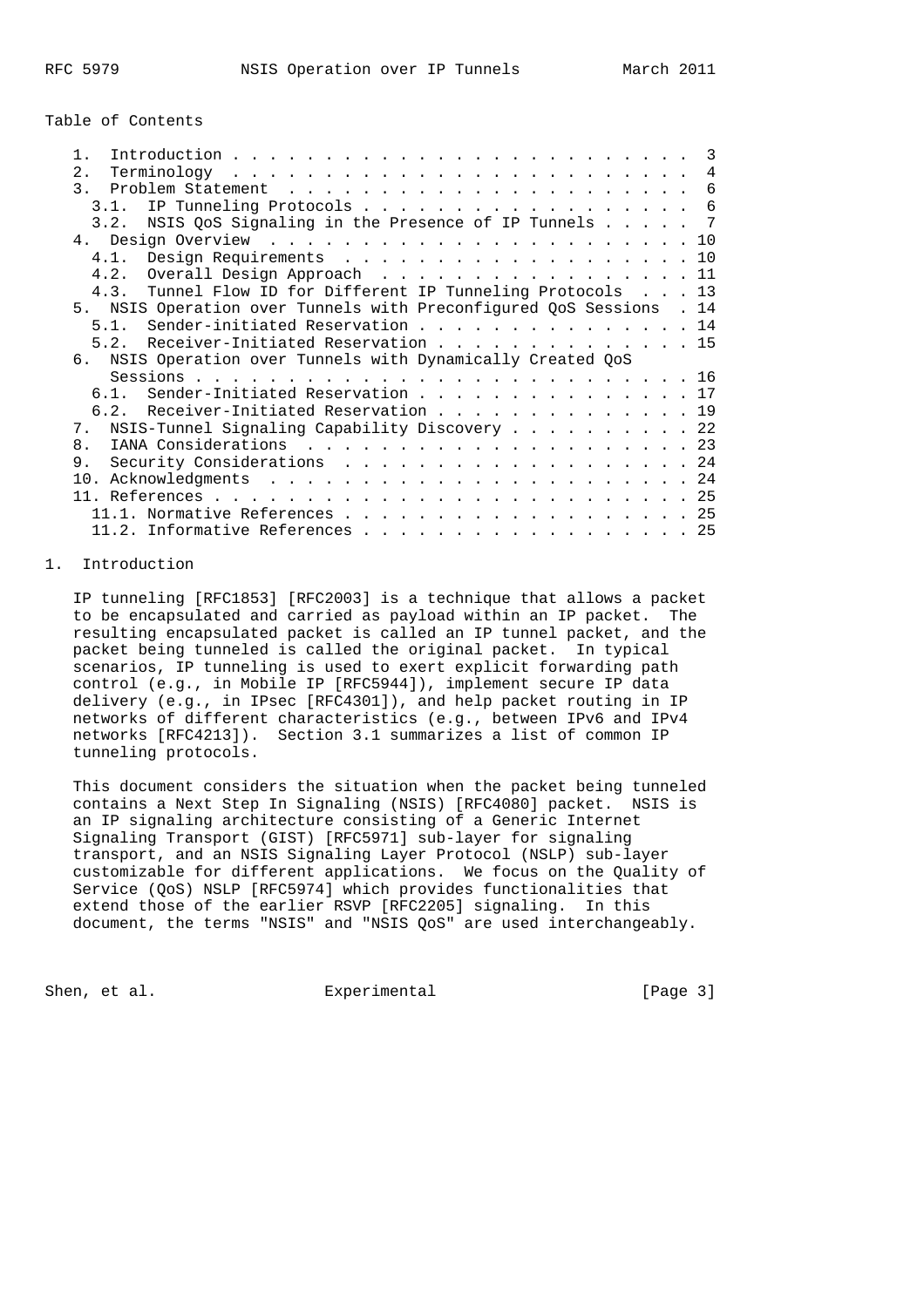Table of Contents

```
   1.  Introduction . . . . . . . . . . . . . . . . . . . . . . . . .  3
   2.  Terminology  . . . . . . . . . . . . . . . . . . . . . . . . .  4
   3.  Problem Statement  . . . . . . . . . . . . . . . . . . . . . .  6
     3.1.  IP Tunneling Protocols . . . . . . . . . . . . . . . . . .  6
     3.2.  NSIS QoS Signaling in the Presence of IP Tunnels . . . . .  7
   4.  Design Overview  . . . . . . . . . . . . . . . . . . . . . . . 10
     4.1.  Design Requirements  . . . . . . . . . . . . . . . . . . . 10
     4.2.  Overall Design Approach  . . . . . . . . . . . . . . . . . 11
     4.3.  Tunnel Flow ID for Different IP Tunneling Protocols  . . . 13
   5.  NSIS Operation over Tunnels with Preconfigured QoS Sessions  . 14
     5.1.  Sender-initiated Reservation . . . . . . . . . . . . . . . 14
     5.2.  Receiver-Initiated Reservation . . . . . . . . . . . . . . 15
   6.  NSIS Operation over Tunnels with Dynamically Created QoS
       Sessions . . . . . . . . . . . . . . . . . . . . . . . . . . . 16
     6.1.  Sender-Initiated Reservation . . . . . . . . . . . . . . . 17
     6.2.  Receiver-Initiated Reservation . . . . . . . . . . . . . . 19
   7.  NSIS-Tunnel Signaling Capability Discovery . . . . . . . . . . 22
   8.  IANA Considerations  . . . . . . . . . . . . . . . . . . . . . 23
   9.  Security Considerations  . . . . . . . . . . . . . . . . . . . 24
   10. Acknowledgments  . . . . . . . . . . . . . . . . . . . . . . . 24
   11. References . . . . . . . . . . . . . . . . . . . . . . . . . . 25
     11.1. Normative References . . . . . . . . . . . . . . . . . . . 25
     11.2. Informative References . . . . . . . . . . . . . . . . . . 25
```

# 1. Introduction

IP tunneling [RFC1853] [RFC2003] is a technique that allows a packet to be encapsulated and carried as payload within an IP packet. The resulting encapsulated packet is called an IP tunnel packet, and the packet being tunneled is called the original packet. In typical scenarios, IP tunneling is used to exert explicit forwarding path control (e.g., in Mobile IP [RFC5944]), implement secure IP data delivery (e.g., in IPsec [RFC4301]), and help packet routing in IP networks of different characteristics (e.g., between IPv6 and IPv4 networks [RFC4213]). Section 3.1 summarizes a list of common IP tunneling protocols.

This document considers the situation when the packet being tunneled contains a Next Step In Signaling (NSIS) [RFC4080] packet. NSIS is an IP signaling architecture consisting of a Generic Internet Signaling Transport (GIST) [RFC5971] sub-layer for signaling transport, and an NSIS Signaling Layer Protocol (NSLP) sub-layer customizable for different applications. We focus on the Quality of Service (QoS) NSLP [RFC5974] which provides functionalities that extend those of the earlier RSVP [RFC2205] signaling. In this document, the terms "NSIS" and "NSIS QoS" are used interchangeably.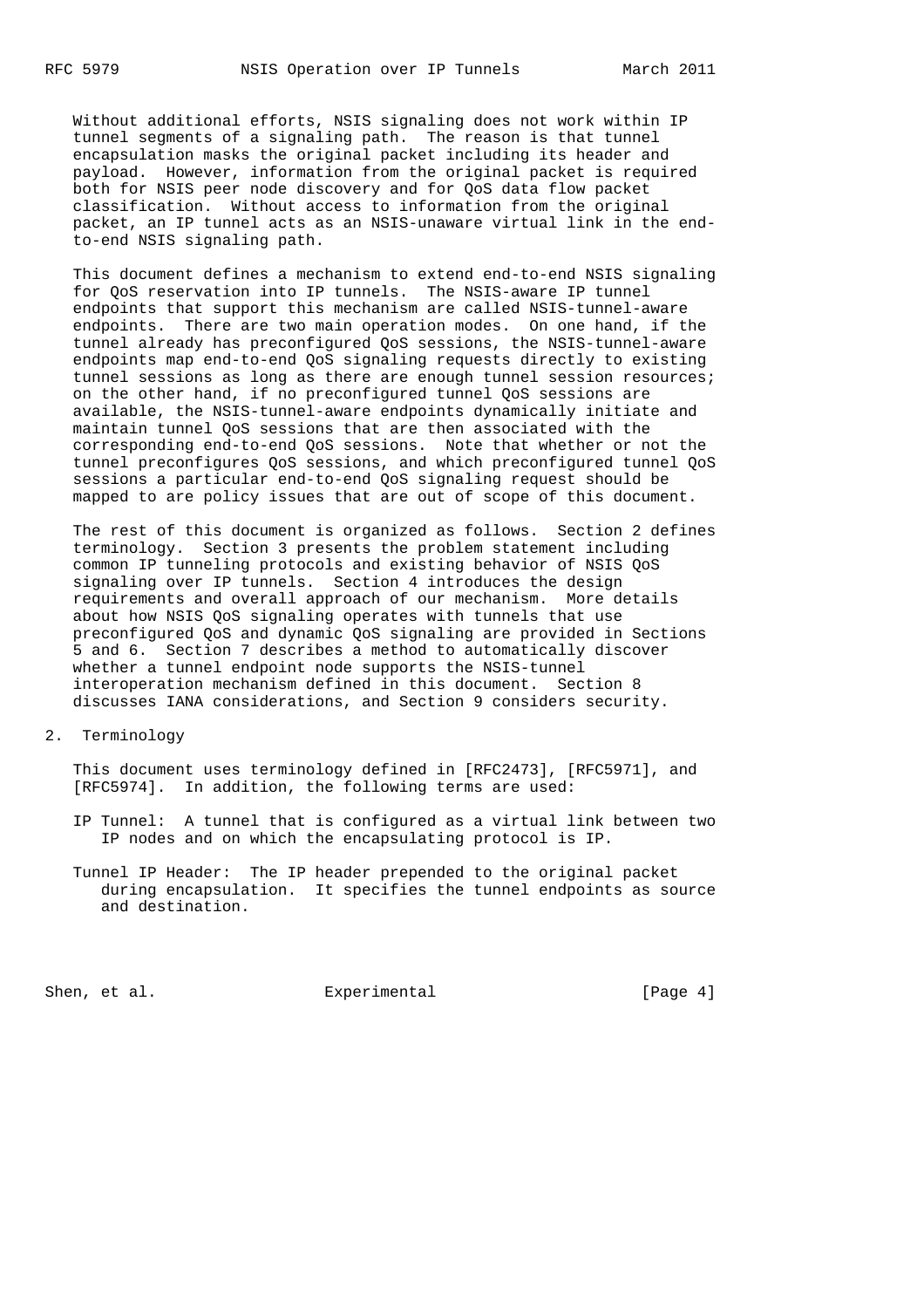Without additional efforts, NSIS signaling does not work within IP tunnel segments of a signaling path. The reason is that tunnel encapsulation masks the original packet including its header and payload. However, information from the original packet is required both for NSIS peer node discovery and for QoS data flow packet classification. Without access to information from the original packet, an IP tunnel acts as an NSIS-unaware virtual link in the end-to-end NSIS signaling path.

This document defines a mechanism to extend end-to-end NSIS signaling for QoS reservation into IP tunnels. The NSIS-aware IP tunnel endpoints that support this mechanism are called NSIS-tunnel-aware endpoints. There are two main operation modes. On one hand, if the tunnel already has preconfigured QoS sessions, the NSIS-tunnel-aware endpoints map end-to-end QoS signaling requests directly to existing tunnel sessions as long as there are enough tunnel session resources; on the other hand, if no preconfigured tunnel QoS sessions are available, the NSIS-tunnel-aware endpoints dynamically initiate and maintain tunnel QoS sessions that are then associated with the corresponding end-to-end QoS sessions. Note that whether or not the tunnel preconfigures QoS sessions, and which preconfigured tunnel QoS sessions a particular end-to-end QoS signaling request should be mapped to are policy issues that are out of scope of this document.

The rest of this document is organized as follows. Section 2 defines terminology. Section 3 presents the problem statement including common IP tunneling protocols and existing behavior of NSIS QoS signaling over IP tunnels. Section 4 introduces the design requirements and overall approach of our mechanism. More details about how NSIS QoS signaling operates with tunnels that use preconfigured QoS and dynamic QoS signaling are provided in Sections 5 and 6. Section 7 describes a method to automatically discover whether a tunnel endpoint node supports the NSIS-tunnel interoperation mechanism defined in this document. Section 8 discusses IANA considerations, and Section 9 considers security.

## 2. Terminology

This document uses terminology defined in [RFC2473], [RFC5971], and [RFC5974]. In addition, the following terms are used:

IP Tunnel: A tunnel that is configured as a virtual link between two IP nodes and on which the encapsulating protocol is IP.

Tunnel IP Header: The IP header prepended to the original packet during encapsulation. It specifies the tunnel endpoints as source and destination.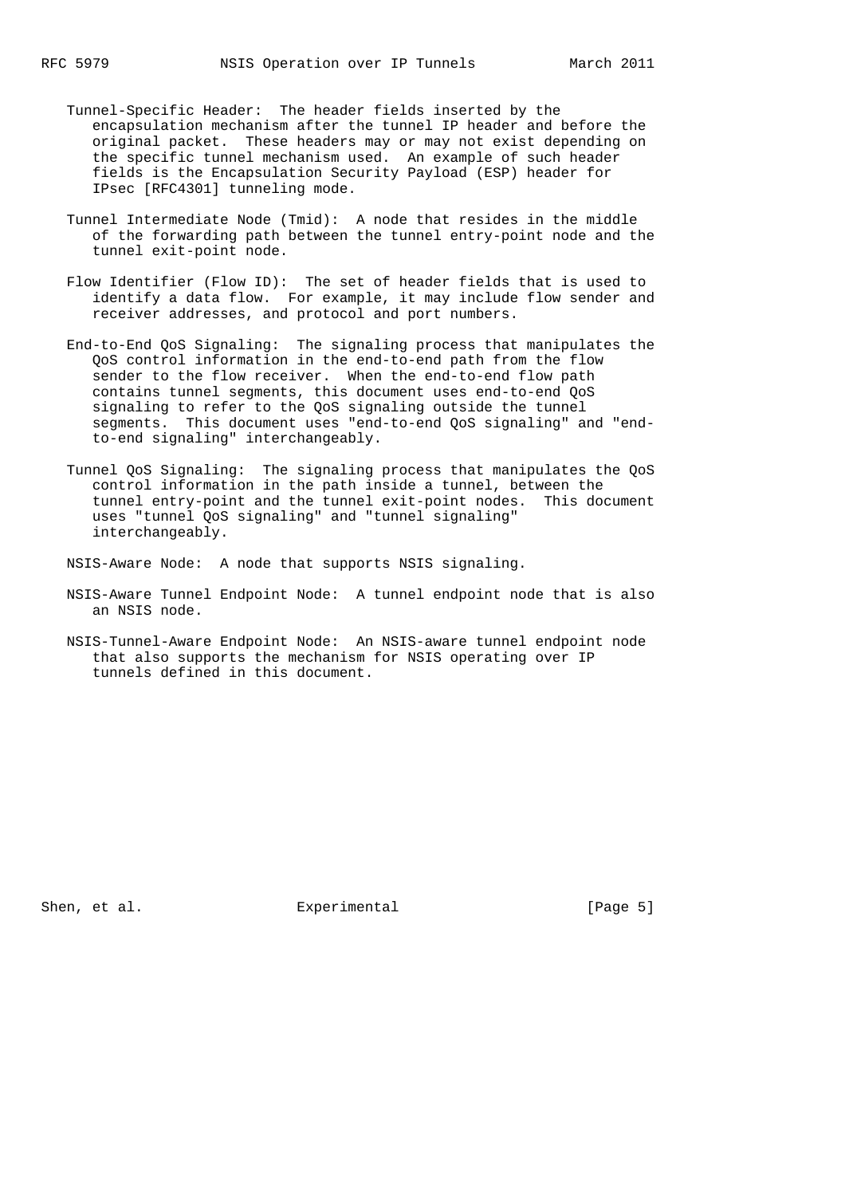Tunnel-Specific Header: The header fields inserted by the encapsulation mechanism after the tunnel IP header and before the original packet. These headers may or may not exist depending on the specific tunnel mechanism used. An example of such header fields is the Encapsulation Security Payload (ESP) header for IPsec [RFC4301] tunneling mode.

Tunnel Intermediate Node (Tmid): A node that resides in the middle of the forwarding path between the tunnel entry-point node and the tunnel exit-point node.

Flow Identifier (Flow ID): The set of header fields that is used to identify a data flow. For example, it may include flow sender and receiver addresses, and protocol and port numbers.

End-to-End QoS Signaling: The signaling process that manipulates the QoS control information in the end-to-end path from the flow sender to the flow receiver. When the end-to-end flow path contains tunnel segments, this document uses end-to-end QoS signaling to refer to the QoS signaling outside the tunnel segments. This document uses "end-to-end QoS signaling" and "end-to-end signaling" interchangeably.

Tunnel QoS Signaling: The signaling process that manipulates the QoS control information in the path inside a tunnel, between the tunnel entry-point and the tunnel exit-point nodes. This document uses "tunnel QoS signaling" and "tunnel signaling" interchangeably.

NSIS-Aware Node: A node that supports NSIS signaling.

NSIS-Aware Tunnel Endpoint Node: A tunnel endpoint node that is also an NSIS node.

NSIS-Tunnel-Aware Endpoint Node: An NSIS-aware tunnel endpoint node that also supports the mechanism for NSIS operating over IP tunnels defined in this document.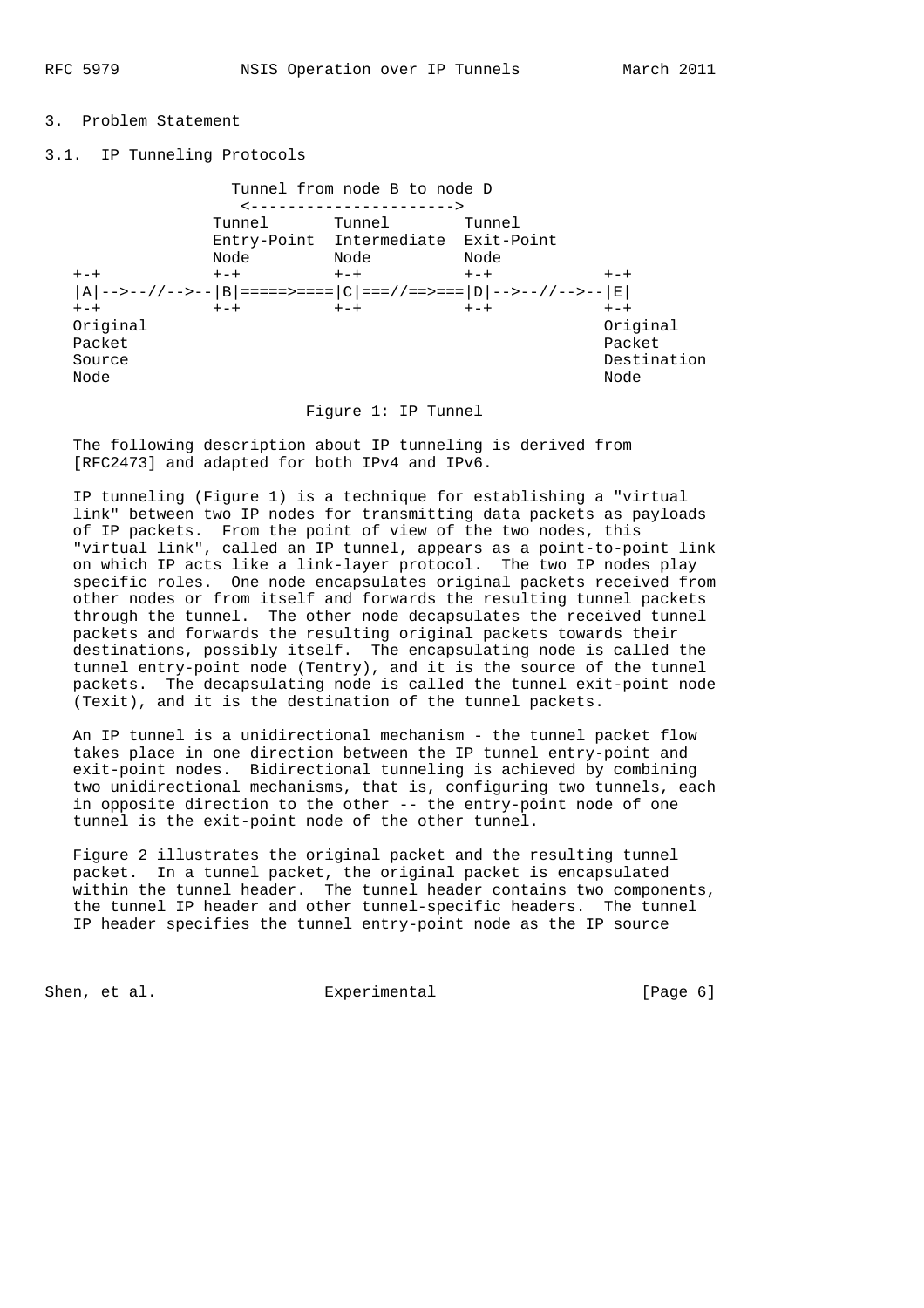## 3. Problem Statement

### 3.1. IP Tunneling Protocols

```
                    Tunnel from node B to node D
                    <---------------------->
                 Tunnel       Tunnel        Tunnel
                 Entry-Point  Intermediate  Exit-Point
                 Node         Node          Node
   +-+           +-+          +-+           +-+           +-+
   |A|-->--//-->--|B|=====>====|C|===//==>===|D|-->--//-->--|E|
   +-+           +-+          +-+           +-+           +-+
   Original                                               Original
   Packet                                                 Packet
   Source                                                 Destination
   Node                                                   Node
```

Figure 1: IP Tunnel

The following description about IP tunneling is derived from [RFC2473] and adapted for both IPv4 and IPv6.

IP tunneling (Figure 1) is a technique for establishing a "virtual link" between two IP nodes for transmitting data packets as payloads of IP packets. From the point of view of the two nodes, this "virtual link", called an IP tunnel, appears as a point-to-point link on which IP acts like a link-layer protocol. The two IP nodes play specific roles. One node encapsulates original packets received from other nodes or from itself and forwards the resulting tunnel packets through the tunnel. The other node decapsulates the received tunnel packets and forwards the resulting original packets towards their destinations, possibly itself. The encapsulating node is called the tunnel entry-point node (Tentry), and it is the source of the tunnel packets. The decapsulating node is called the tunnel exit-point node (Texit), and it is the destination of the tunnel packets.

An IP tunnel is a unidirectional mechanism - the tunnel packet flow takes place in one direction between the IP tunnel entry-point and exit-point nodes. Bidirectional tunneling is achieved by combining two unidirectional mechanisms, that is, configuring two tunnels, each in opposite direction to the other -- the entry-point node of one tunnel is the exit-point node of the other tunnel.

Figure 2 illustrates the original packet and the resulting tunnel packet. In a tunnel packet, the original packet is encapsulated within the tunnel header. The tunnel header contains two components, the tunnel IP header and other tunnel-specific headers. The tunnel IP header specifies the tunnel entry-point node as the IP source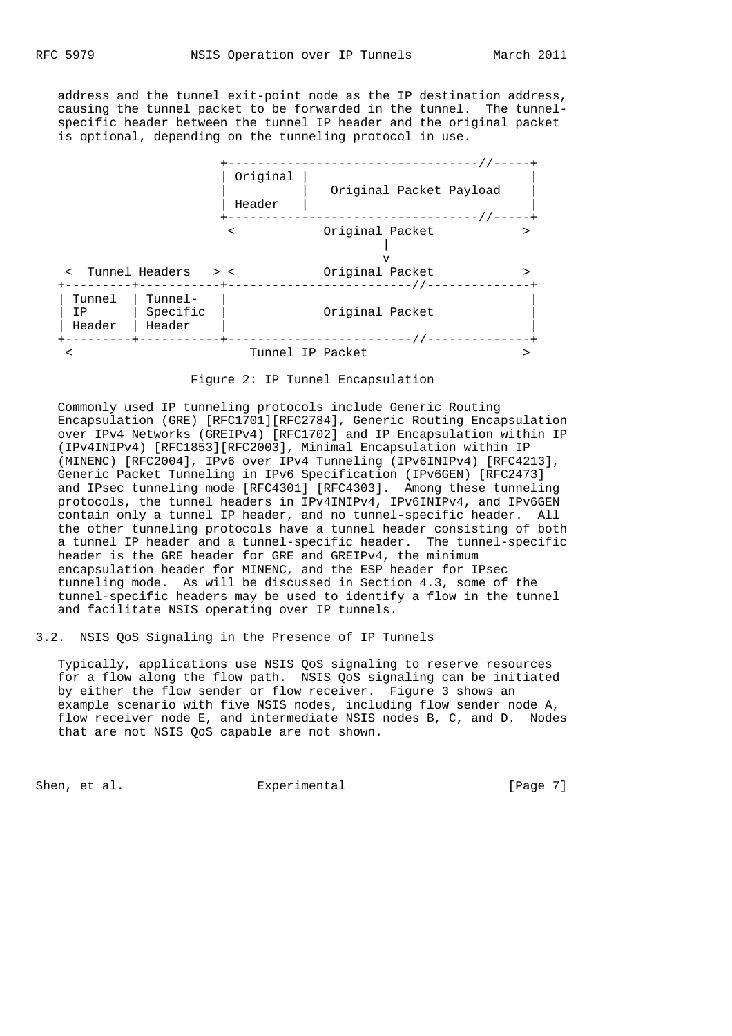address and the tunnel exit-point node as the IP destination address, causing the tunnel packet to be forwarded in the tunnel. The tunnel-specific header between the tunnel IP header and the original packet is optional, depending on the tunneling protocol in use.

```
                     +---------------------------------//-----+
                     | Original |                              |
                     |          |   Original Packet Payload    |
                     | Header   |                              |
                     +---------------------------------//-----+
                      <            Original Packet            >
                                         |
                                         v
 <  Tunnel Headers   > <            Original Packet            >
+---------+-----------+------------------------//--------------+
| Tunnel  | Tunnel-   |                                        |
| IP      | Specific  |            Original Packet             |
| Header  | Header    |                                        |
+---------+-----------+------------------------//--------------+
 <                        Tunnel IP Packet                     >
```

Figure 2: IP Tunnel Encapsulation

Commonly used IP tunneling protocols include Generic Routing Encapsulation (GRE) [RFC1701][RFC2784], Generic Routing Encapsulation over IPv4 Networks (GREIPv4) [RFC1702] and IP Encapsulation within IP (IPv4INIPv4) [RFC1853][RFC2003], Minimal Encapsulation within IP (MINENC) [RFC2004], IPv6 over IPv4 Tunneling (IPv6INIPv4) [RFC4213], Generic Packet Tunneling in IPv6 Specification (IPv6GEN) [RFC2473] and IPsec tunneling mode [RFC4301] [RFC4303]. Among these tunneling protocols, the tunnel headers in IPv4INIPv4, IPv6INIPv4, and IPv6GEN contain only a tunnel IP header, and no tunnel-specific header. All the other tunneling protocols have a tunnel header consisting of both a tunnel IP header and a tunnel-specific header. The tunnel-specific header is the GRE header for GRE and GREIPv4, the minimum encapsulation header for MINENC, and the ESP header for IPsec tunneling mode. As will be discussed in Section 4.3, some of the tunnel-specific headers may be used to identify a flow in the tunnel and facilitate NSIS operating over IP tunnels.

## 3.2. NSIS QoS Signaling in the Presence of IP Tunnels

Typically, applications use NSIS QoS signaling to reserve resources for a flow along the flow path. NSIS QoS signaling can be initiated by either the flow sender or flow receiver. Figure 3 shows an example scenario with five NSIS nodes, including flow sender node A, flow receiver node E, and intermediate NSIS nodes B, C, and D. Nodes that are not NSIS QoS capable are not shown.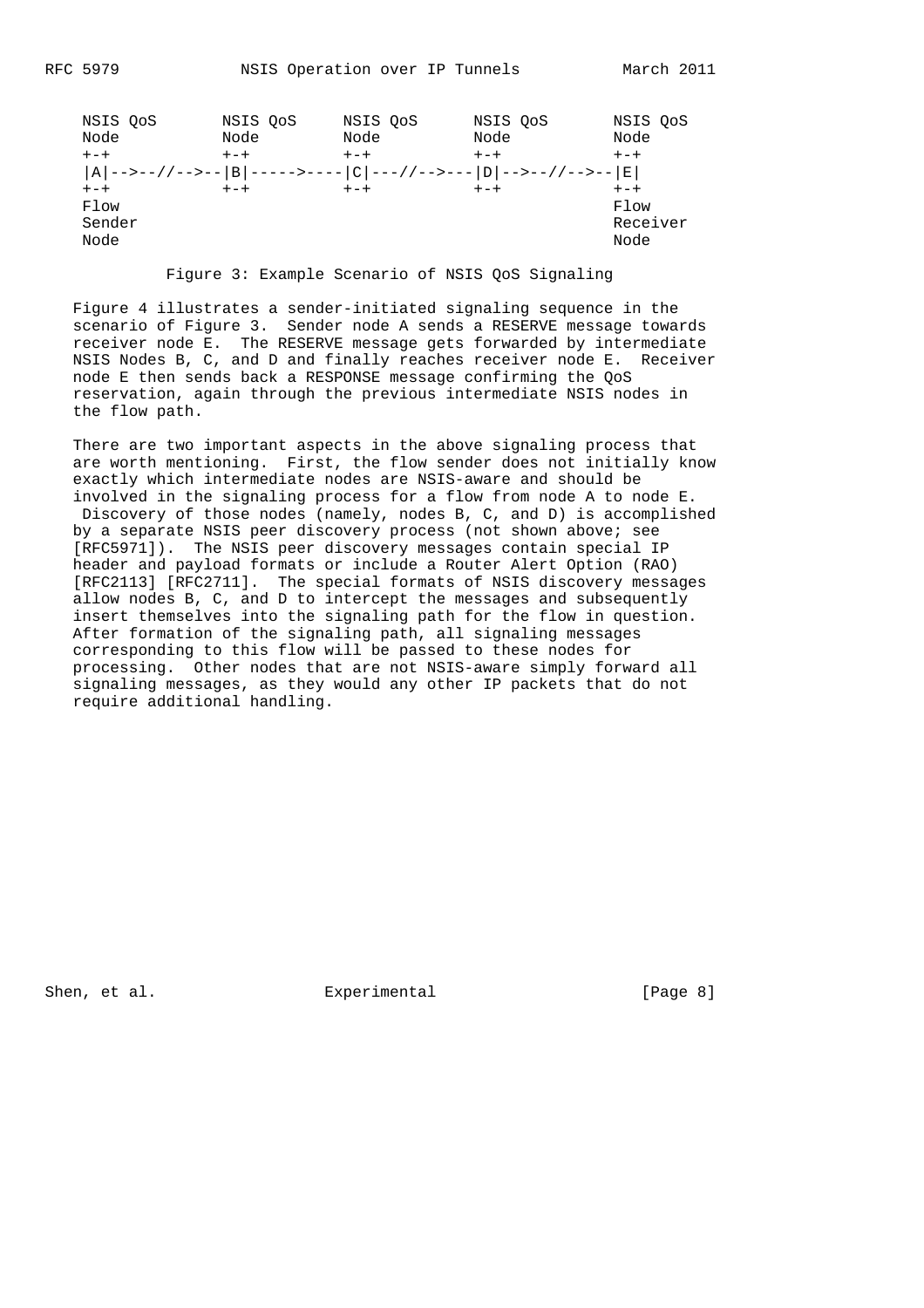```
  NSIS QoS       NSIS QoS      NSIS QoS       NSIS QoS       NSIS QoS
  Node           Node          Node           Node           Node
  +-+            +-+           +-+            +-+            +-+
  |A|-->--//-->--|B|----->----|C|---//-->---|D|-->--//-->--|E|
  +-+            +-+           +-+            +-+            +-+
  Flow                                                       Flow
  Sender                                                     Receiver
  Node                                                       Node
```

Figure 3: Example Scenario of NSIS QoS Signaling

Figure 4 illustrates a sender-initiated signaling sequence in the scenario of Figure 3. Sender node A sends a RESERVE message towards receiver node E. The RESERVE message gets forwarded by intermediate NSIS Nodes B, C, and D and finally reaches receiver node E. Receiver node E then sends back a RESPONSE message confirming the QoS reservation, again through the previous intermediate NSIS nodes in the flow path.

There are two important aspects in the above signaling process that are worth mentioning. First, the flow sender does not initially know exactly which intermediate nodes are NSIS-aware and should be involved in the signaling process for a flow from node A to node E. Discovery of those nodes (namely, nodes B, C, and D) is accomplished by a separate NSIS peer discovery process (not shown above; see [RFC5971]). The NSIS peer discovery messages contain special IP header and payload formats or include a Router Alert Option (RAO) [RFC2113] [RFC2711]. The special formats of NSIS discovery messages allow nodes B, C, and D to intercept the messages and subsequently insert themselves into the signaling path for the flow in question. After formation of the signaling path, all signaling messages corresponding to this flow will be passed to these nodes for processing. Other nodes that are not NSIS-aware simply forward all signaling messages, as they would any other IP packets that do not require additional handling.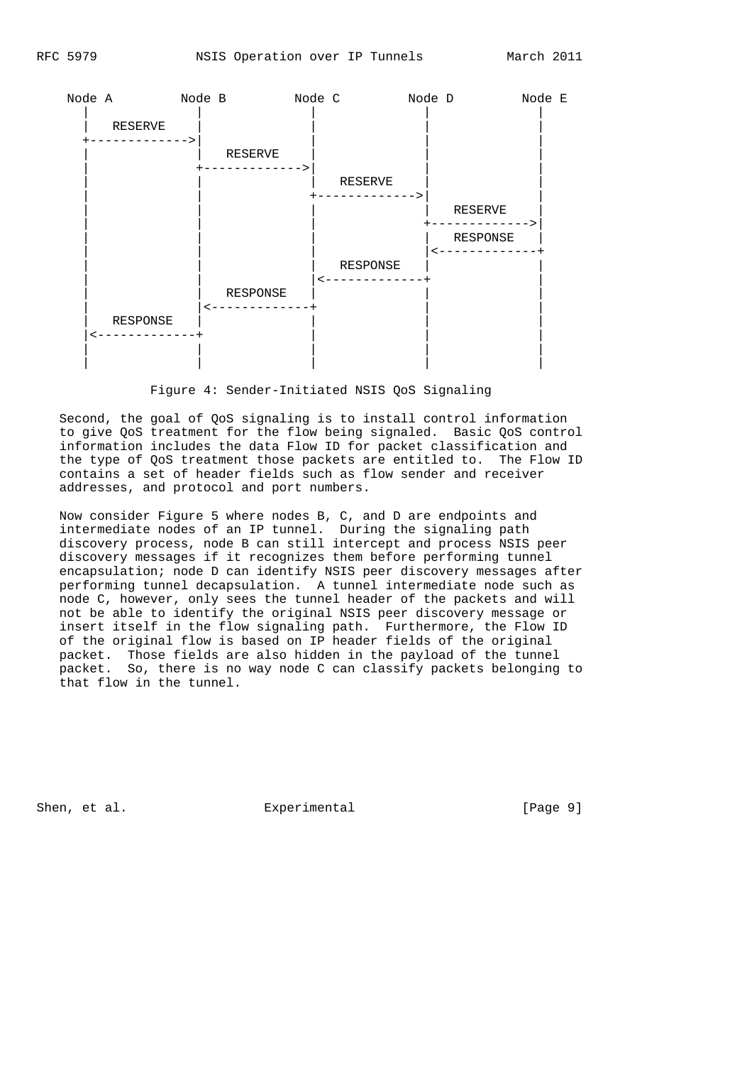```
  Node A         Node B         Node C         Node D         Node E
    |              |              |              |              |
    |   RESERVE    |              |              |              |
    +------------->|              |              |              |
    |              |   RESERVE    |              |              |
    |              +------------->|              |              |
    |              |              |   RESERVE    |              |
    |              |              +------------->|              |
    |              |              |              |   RESERVE    |
    |              |              |              +------------->|
    |              |              |              |   RESPONSE   |
    |              |              |              |<-------------+
    |              |              |   RESPONSE   |              |
    |              |              |<-------------+              |
    |              |   RESPONSE   |              |              |
    |              |<-------------+              |              |
    |   RESPONSE   |              |              |              |
    |<-------------+              |              |              |
    |              |              |              |              |
    |              |              |              |              |
```

Figure 4: Sender-Initiated NSIS QoS Signaling

Second, the goal of QoS signaling is to install control information to give QoS treatment for the flow being signaled. Basic QoS control information includes the data Flow ID for packet classification and the type of QoS treatment those packets are entitled to. The Flow ID contains a set of header fields such as flow sender and receiver addresses, and protocol and port numbers.

Now consider Figure 5 where nodes B, C, and D are endpoints and intermediate nodes of an IP tunnel. During the signaling path discovery process, node B can still intercept and process NSIS peer discovery messages if it recognizes them before performing tunnel encapsulation; node D can identify NSIS peer discovery messages after performing tunnel decapsulation. A tunnel intermediate node such as node C, however, only sees the tunnel header of the packets and will not be able to identify the original NSIS peer discovery message or insert itself in the flow signaling path. Furthermore, the Flow ID of the original flow is based on IP header fields of the original packet. Those fields are also hidden in the payload of the tunnel packet. So, there is no way node C can classify packets belonging to that flow in the tunnel.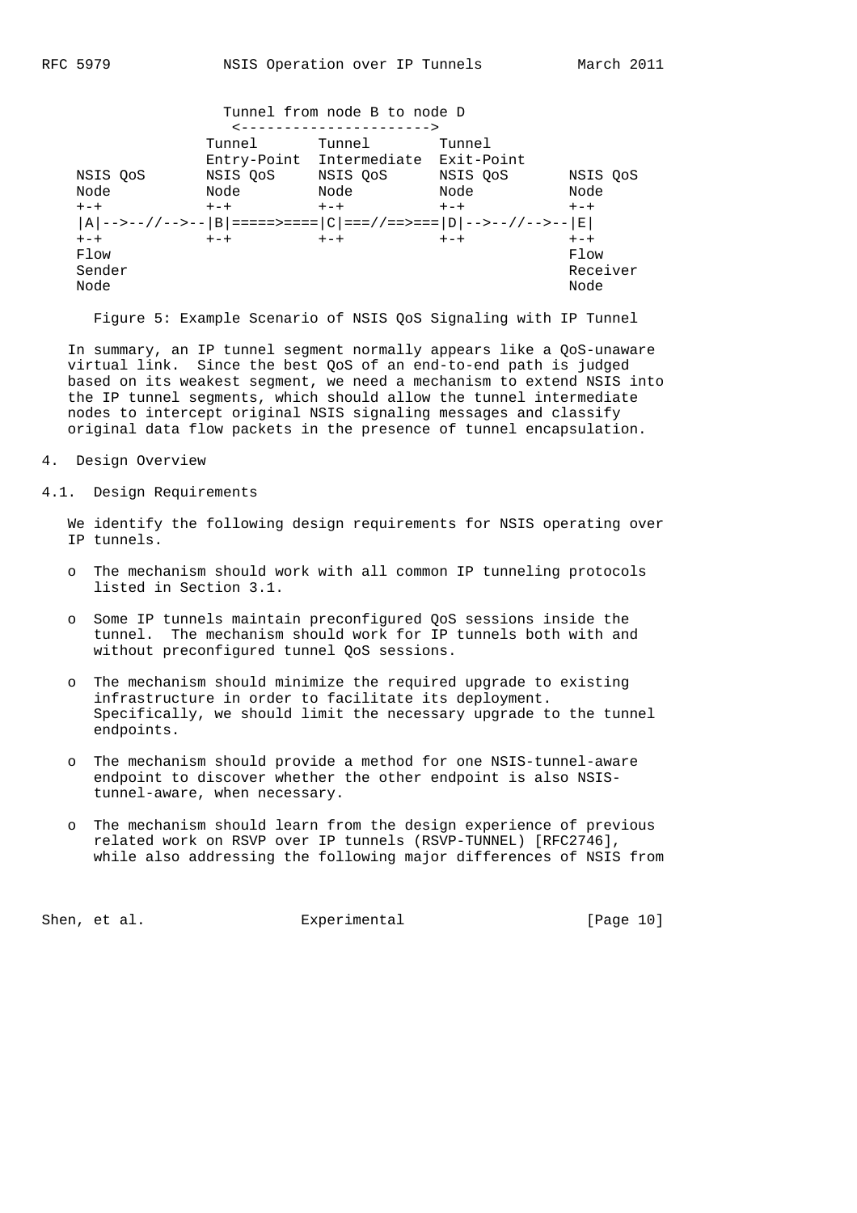```
                  Tunnel from node B to node D
                   <---------------------->
                Tunnel       Tunnel        Tunnel
                Entry-Point  Intermediate  Exit-Point
 NSIS QoS       NSIS QoS     NSIS QoS      NSIS QoS      NSIS QoS
 Node           Node         Node          Node          Node
 +-+            +-+          +-+           +-+           +-+
 |A|-->--//-->--|B|=====>====|C|===//==>===|D|-->--//-->--|E|
 +-+            +-+          +-+           +-+           +-+
 Flow                                                    Flow
 Sender                                                  Receiver
 Node                                                    Node
```

Figure 5: Example Scenario of NSIS QoS Signaling with IP Tunnel

In summary, an IP tunnel segment normally appears like a QoS-unaware virtual link. Since the best QoS of an end-to-end path is judged based on its weakest segment, we need a mechanism to extend NSIS into the IP tunnel segments, which should allow the tunnel intermediate nodes to intercept original NSIS signaling messages and classify original data flow packets in the presence of tunnel encapsulation.

## 4. Design Overview

### 4.1. Design Requirements

We identify the following design requirements for NSIS operating over IP tunnels.

- The mechanism should work with all common IP tunneling protocols listed in Section 3.1.

- Some IP tunnels maintain preconfigured QoS sessions inside the tunnel. The mechanism should work for IP tunnels both with and without preconfigured tunnel QoS sessions.

- The mechanism should minimize the required upgrade to existing infrastructure in order to facilitate its deployment. Specifically, we should limit the necessary upgrade to the tunnel endpoints.

- The mechanism should provide a method for one NSIS-tunnel-aware endpoint to discover whether the other endpoint is also NSIS-tunnel-aware, when necessary.

- The mechanism should learn from the design experience of previous related work on RSVP over IP tunnels (RSVP-TUNNEL) [RFC2746], while also addressing the following major differences of NSIS from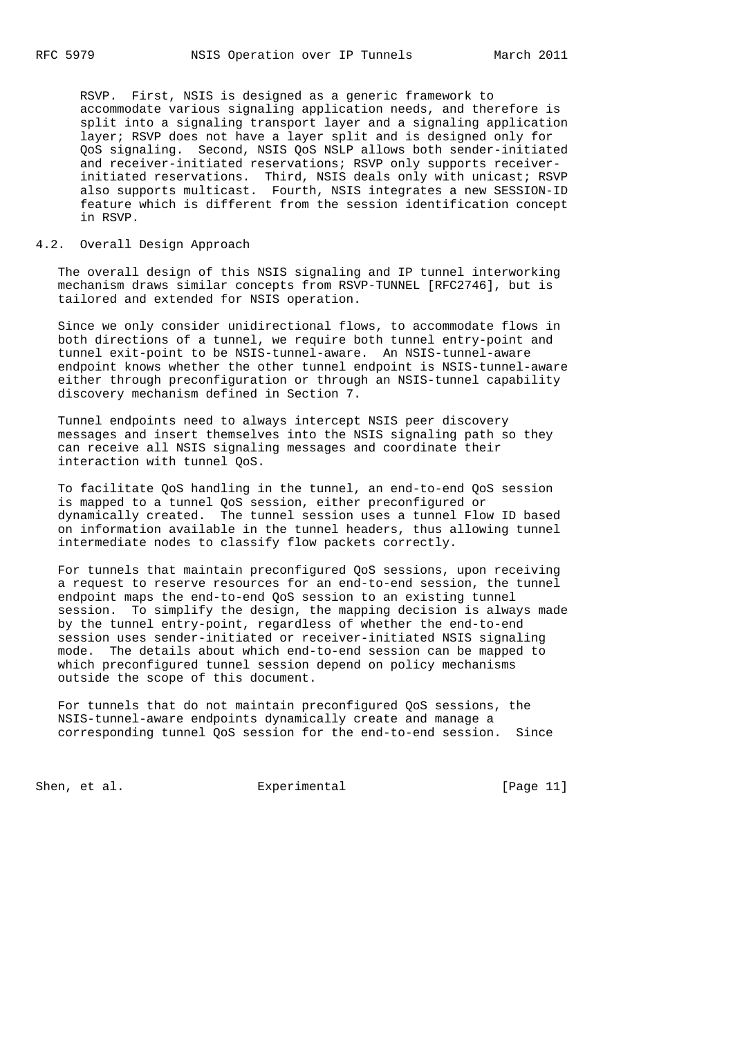RSVP. First, NSIS is designed as a generic framework to accommodate various signaling application needs, and therefore is split into a signaling transport layer and a signaling application layer; RSVP does not have a layer split and is designed only for QoS signaling. Second, NSIS QoS NSLP allows both sender-initiated and receiver-initiated reservations; RSVP only supports receiver-initiated reservations. Third, NSIS deals only with unicast; RSVP also supports multicast. Fourth, NSIS integrates a new SESSION-ID feature which is different from the session identification concept in RSVP.

## 4.2. Overall Design Approach

The overall design of this NSIS signaling and IP tunnel interworking mechanism draws similar concepts from RSVP-TUNNEL [RFC2746], but is tailored and extended for NSIS operation.

Since we only consider unidirectional flows, to accommodate flows in both directions of a tunnel, we require both tunnel entry-point and tunnel exit-point to be NSIS-tunnel-aware. An NSIS-tunnel-aware endpoint knows whether the other tunnel endpoint is NSIS-tunnel-aware either through preconfiguration or through an NSIS-tunnel capability discovery mechanism defined in Section 7.

Tunnel endpoints need to always intercept NSIS peer discovery messages and insert themselves into the NSIS signaling path so they can receive all NSIS signaling messages and coordinate their interaction with tunnel QoS.

To facilitate QoS handling in the tunnel, an end-to-end QoS session is mapped to a tunnel QoS session, either preconfigured or dynamically created. The tunnel session uses a tunnel Flow ID based on information available in the tunnel headers, thus allowing tunnel intermediate nodes to classify flow packets correctly.

For tunnels that maintain preconfigured QoS sessions, upon receiving a request to reserve resources for an end-to-end session, the tunnel endpoint maps the end-to-end QoS session to an existing tunnel session. To simplify the design, the mapping decision is always made by the tunnel entry-point, regardless of whether the end-to-end session uses sender-initiated or receiver-initiated NSIS signaling mode. The details about which end-to-end session can be mapped to which preconfigured tunnel session depend on policy mechanisms outside the scope of this document.

For tunnels that do not maintain preconfigured QoS sessions, the NSIS-tunnel-aware endpoints dynamically create and manage a corresponding tunnel QoS session for the end-to-end session. Since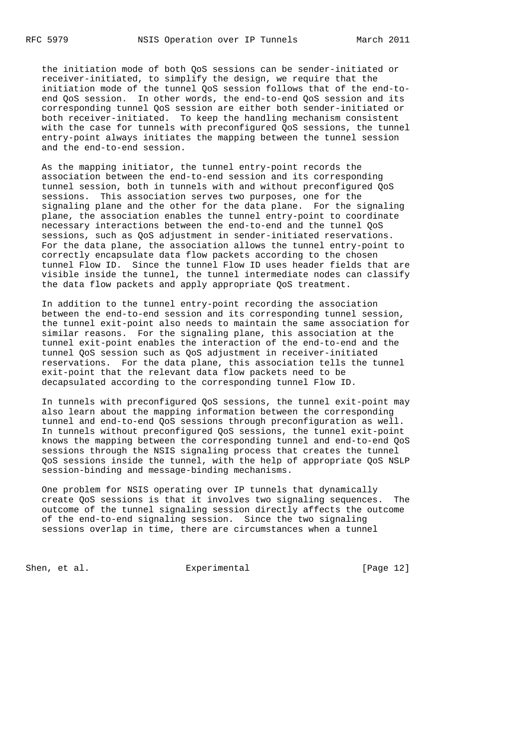the initiation mode of both QoS sessions can be sender-initiated or receiver-initiated, to simplify the design, we require that the initiation mode of the tunnel QoS session follows that of the end-to-end QoS session. In other words, the end-to-end QoS session and its corresponding tunnel QoS session are either both sender-initiated or both receiver-initiated. To keep the handling mechanism consistent with the case for tunnels with preconfigured QoS sessions, the tunnel entry-point always initiates the mapping between the tunnel session and the end-to-end session.

As the mapping initiator, the tunnel entry-point records the association between the end-to-end session and its corresponding tunnel session, both in tunnels with and without preconfigured QoS sessions. This association serves two purposes, one for the signaling plane and the other for the data plane. For the signaling plane, the association enables the tunnel entry-point to coordinate necessary interactions between the end-to-end and the tunnel QoS sessions, such as QoS adjustment in sender-initiated reservations. For the data plane, the association allows the tunnel entry-point to correctly encapsulate data flow packets according to the chosen tunnel Flow ID. Since the tunnel Flow ID uses header fields that are visible inside the tunnel, the tunnel intermediate nodes can classify the data flow packets and apply appropriate QoS treatment.

In addition to the tunnel entry-point recording the association between the end-to-end session and its corresponding tunnel session, the tunnel exit-point also needs to maintain the same association for similar reasons. For the signaling plane, this association at the tunnel exit-point enables the interaction of the end-to-end and the tunnel QoS session such as QoS adjustment in receiver-initiated reservations. For the data plane, this association tells the tunnel exit-point that the relevant data flow packets need to be decapsulated according to the corresponding tunnel Flow ID.

In tunnels with preconfigured QoS sessions, the tunnel exit-point may also learn about the mapping information between the corresponding tunnel and end-to-end QoS sessions through preconfiguration as well. In tunnels without preconfigured QoS sessions, the tunnel exit-point knows the mapping between the corresponding tunnel and end-to-end QoS sessions through the NSIS signaling process that creates the tunnel QoS sessions inside the tunnel, with the help of appropriate QoS NSLP session-binding and message-binding mechanisms.

One problem for NSIS operating over IP tunnels that dynamically create QoS sessions is that it involves two signaling sequences. The outcome of the tunnel signaling session directly affects the outcome of the end-to-end signaling session. Since the two signaling sessions overlap in time, there are circumstances when a tunnel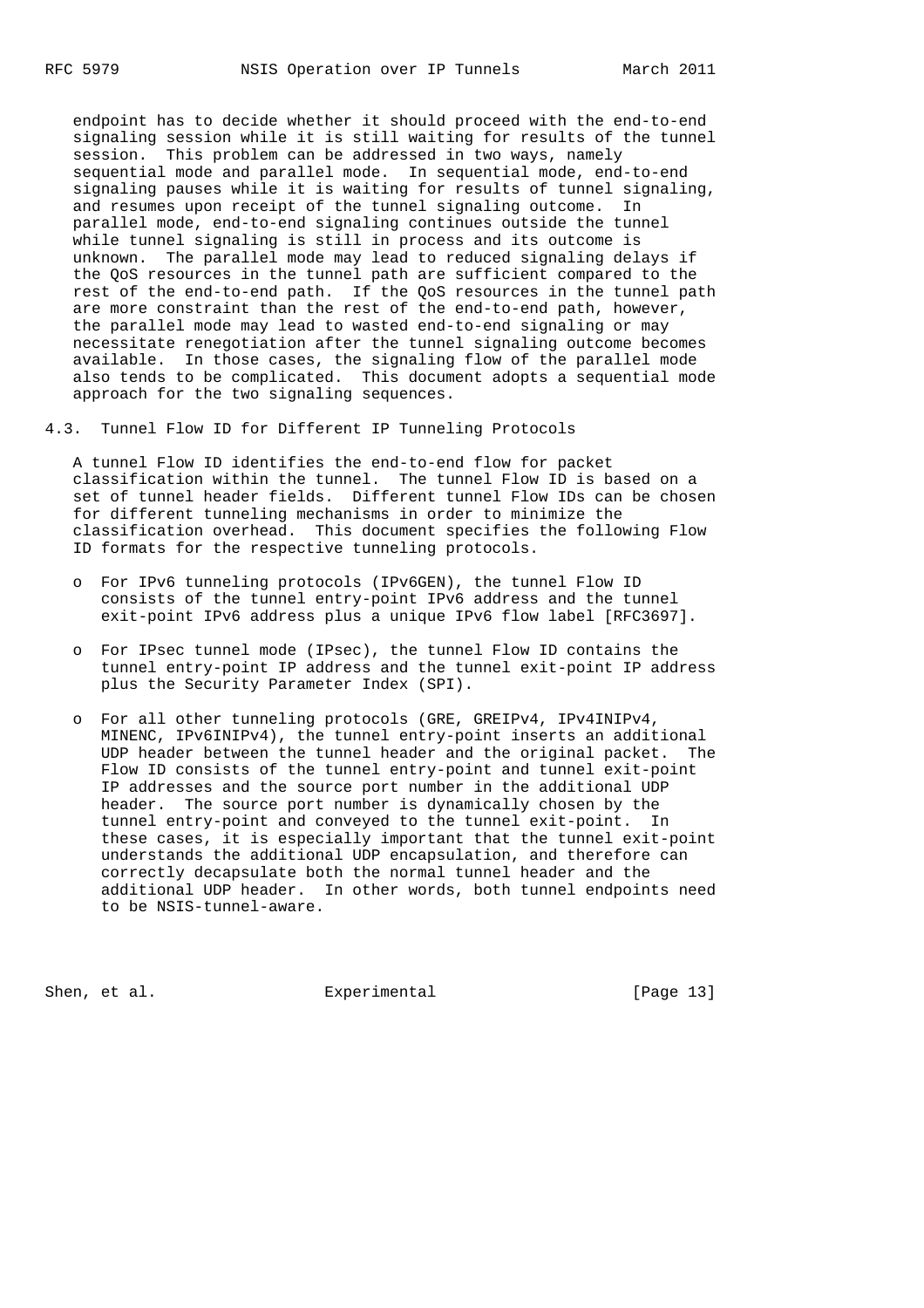endpoint has to decide whether it should proceed with the end-to-end signaling session while it is still waiting for results of the tunnel session. This problem can be addressed in two ways, namely sequential mode and parallel mode. In sequential mode, end-to-end signaling pauses while it is waiting for results of tunnel signaling, and resumes upon receipt of the tunnel signaling outcome. In parallel mode, end-to-end signaling continues outside the tunnel while tunnel signaling is still in process and its outcome is unknown. The parallel mode may lead to reduced signaling delays if the QoS resources in the tunnel path are sufficient compared to the rest of the end-to-end path. If the QoS resources in the tunnel path are more constraint than the rest of the end-to-end path, however, the parallel mode may lead to wasted end-to-end signaling or may necessitate renegotiation after the tunnel signaling outcome becomes available. In those cases, the signaling flow of the parallel mode also tends to be complicated. This document adopts a sequential mode approach for the two signaling sequences.

## 4.3. Tunnel Flow ID for Different IP Tunneling Protocols

A tunnel Flow ID identifies the end-to-end flow for packet classification within the tunnel. The tunnel Flow ID is based on a set of tunnel header fields. Different tunnel Flow IDs can be chosen for different tunneling mechanisms in order to minimize the classification overhead. This document specifies the following Flow ID formats for the respective tunneling protocols.

- For IPv6 tunneling protocols (IPv6GEN), the tunnel Flow ID consists of the tunnel entry-point IPv6 address and the tunnel exit-point IPv6 address plus a unique IPv6 flow label [RFC3697].

- For IPsec tunnel mode (IPsec), the tunnel Flow ID contains the tunnel entry-point IP address and the tunnel exit-point IP address plus the Security Parameter Index (SPI).

- For all other tunneling protocols (GRE, GREIPv4, IPv4INIPv4, MINENC, IPv6INIPv4), the tunnel entry-point inserts an additional UDP header between the tunnel header and the original packet. The Flow ID consists of the tunnel entry-point and tunnel exit-point IP addresses and the source port number in the additional UDP header. The source port number is dynamically chosen by the tunnel entry-point and conveyed to the tunnel exit-point. In these cases, it is especially important that the tunnel exit-point understands the additional UDP encapsulation, and therefore can correctly decapsulate both the normal tunnel header and the additional UDP header. In other words, both tunnel endpoints need to be NSIS-tunnel-aware.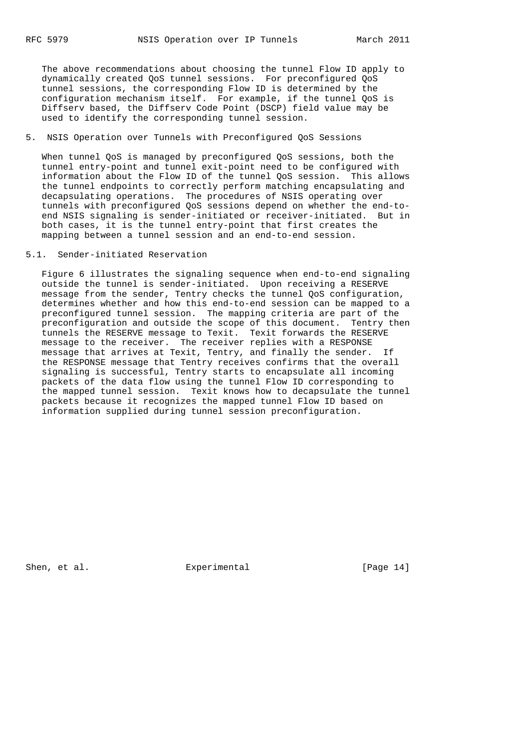The above recommendations about choosing the tunnel Flow ID apply to dynamically created QoS tunnel sessions. For preconfigured QoS tunnel sessions, the corresponding Flow ID is determined by the configuration mechanism itself. For example, if the tunnel QoS is Diffserv based, the Diffserv Code Point (DSCP) field value may be used to identify the corresponding tunnel session.

## 5. NSIS Operation over Tunnels with Preconfigured QoS Sessions

When tunnel QoS is managed by preconfigured QoS sessions, both the tunnel entry-point and tunnel exit-point need to be configured with information about the Flow ID of the tunnel QoS session. This allows the tunnel endpoints to correctly perform matching encapsulating and decapsulating operations. The procedures of NSIS operating over tunnels with preconfigured QoS sessions depend on whether the end-to-end NSIS signaling is sender-initiated or receiver-initiated. But in both cases, it is the tunnel entry-point that first creates the mapping between a tunnel session and an end-to-end session.

### 5.1. Sender-initiated Reservation

Figure 6 illustrates the signaling sequence when end-to-end signaling outside the tunnel is sender-initiated. Upon receiving a RESERVE message from the sender, Tentry checks the tunnel QoS configuration, determines whether and how this end-to-end session can be mapped to a preconfigured tunnel session. The mapping criteria are part of the preconfiguration and outside the scope of this document. Tentry then tunnels the RESERVE message to Texit. Texit forwards the RESERVE message to the receiver. The receiver replies with a RESPONSE message that arrives at Texit, Tentry, and finally the sender. If the RESPONSE message that Tentry receives confirms that the overall signaling is successful, Tentry starts to encapsulate all incoming packets of the data flow using the tunnel Flow ID corresponding to the mapped tunnel session. Texit knows how to decapsulate the tunnel packets because it recognizes the mapped tunnel Flow ID based on information supplied during tunnel session preconfiguration.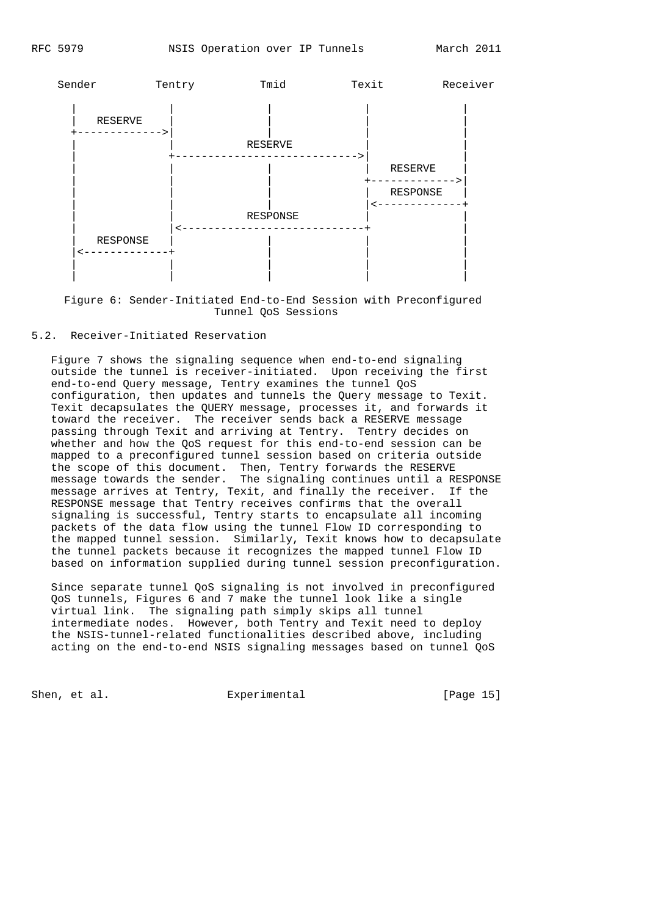```
    Sender         Tentry          Tmid           Texit         Receiver

      |               |              |              |               |
      |   RESERVE     |              |              |               |
      +-------------->|              |              |               |
      |               |          RESERVE            |               |
      |               +---------------------------->|               |
      |               |              |              |   RESERVE     |
      |               |              |              +-------------->|
      |               |              |              |   RESPONSE    |
      |               |              |              |<--------------+
      |               |          RESPONSE           |               |
      |               |<----------------------------+               |
      |   RESPONSE    |              |              |               |
      |<--------------+              |              |               |
      |               |              |              |               |
      |               |              |              |               |
```

Figure 6: Sender-Initiated End-to-End Session with Preconfigured Tunnel QoS Sessions

## 5.2. Receiver-Initiated Reservation

Figure 7 shows the signaling sequence when end-to-end signaling outside the tunnel is receiver-initiated. Upon receiving the first end-to-end Query message, Tentry examines the tunnel QoS configuration, then updates and tunnels the Query message to Texit. Texit decapsulates the QUERY message, processes it, and forwards it toward the receiver. The receiver sends back a RESERVE message passing through Texit and arriving at Tentry. Tentry decides on whether and how the QoS request for this end-to-end session can be mapped to a preconfigured tunnel session based on criteria outside the scope of this document. Then, Tentry forwards the RESERVE message towards the sender. The signaling continues until a RESPONSE message arrives at Tentry, Texit, and finally the receiver. If the RESPONSE message that Tentry receives confirms that the overall signaling is successful, Tentry starts to encapsulate all incoming packets of the data flow using the tunnel Flow ID corresponding to the mapped tunnel session. Similarly, Texit knows how to decapsulate the tunnel packets because it recognizes the mapped tunnel Flow ID based on information supplied during tunnel session preconfiguration.

Since separate tunnel QoS signaling is not involved in preconfigured QoS tunnels, Figures 6 and 7 make the tunnel look like a single virtual link. The signaling path simply skips all tunnel intermediate nodes. However, both Tentry and Texit need to deploy the NSIS-tunnel-related functionalities described above, including acting on the end-to-end NSIS signaling messages based on tunnel QoS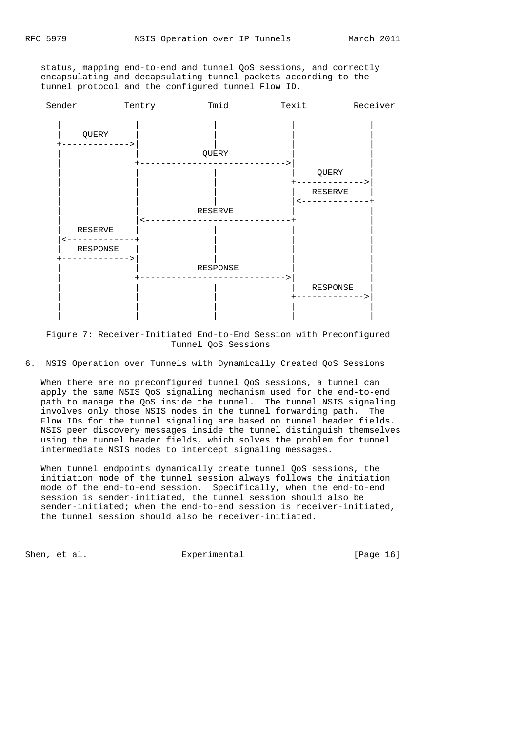status, mapping end-to-end and tunnel QoS sessions, and correctly encapsulating and decapsulating tunnel packets according to the tunnel protocol and the configured tunnel Flow ID.

```
 Sender         Tentry          Tmid          Texit         Receiver

   |              |               |             |              |
   |    QUERY     |               |             |              |
   +------------->|               |             |              |
   |              |             QUERY           |              |
   |              +---------------------------->|              |
   |              |               |             |    QUERY     |
   |              |               |             +------------->|
   |              |               |             |   RESERVE    |
   |              |               |             |<-------------+
   |              |            RESERVE          |              |
   |              |<----------------------------+              |
   |   RESERVE    |               |             |              |
   |<-------------+               |             |              |
   |   RESPONSE   |               |             |              |
   +------------->|               |             |              |
   |              |            RESPONSE         |              |
   |              +---------------------------->|              |
   |              |               |             |   RESPONSE   |
   |              |               |             +------------->|
   |              |               |             |              |
   |              |               |             |              |
```

Figure 7: Receiver-Initiated End-to-End Session with Preconfigured Tunnel QoS Sessions

## 6. NSIS Operation over Tunnels with Dynamically Created QoS Sessions

When there are no preconfigured tunnel QoS sessions, a tunnel can apply the same NSIS QoS signaling mechanism used for the end-to-end path to manage the QoS inside the tunnel. The tunnel NSIS signaling involves only those NSIS nodes in the tunnel forwarding path. The Flow IDs for the tunnel signaling are based on tunnel header fields. NSIS peer discovery messages inside the tunnel distinguish themselves using the tunnel header fields, which solves the problem for tunnel intermediate NSIS nodes to intercept signaling messages.

When tunnel endpoints dynamically create tunnel QoS sessions, the initiation mode of the tunnel session always follows the initiation mode of the end-to-end session. Specifically, when the end-to-end session is sender-initiated, the tunnel session should also be sender-initiated; when the end-to-end session is receiver-initiated, the tunnel session should also be receiver-initiated.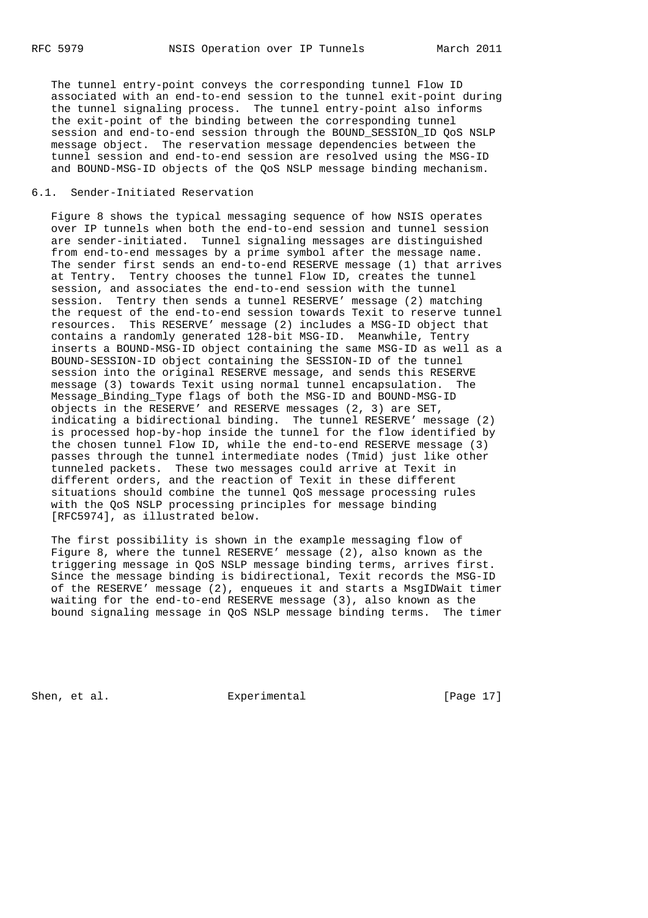The tunnel entry-point conveys the corresponding tunnel Flow ID associated with an end-to-end session to the tunnel exit-point during the tunnel signaling process. The tunnel entry-point also informs the exit-point of the binding between the corresponding tunnel session and end-to-end session through the BOUND_SESSION_ID QoS NSLP message object. The reservation message dependencies between the tunnel session and end-to-end session are resolved using the MSG-ID and BOUND-MSG-ID objects of the QoS NSLP message binding mechanism.

## 6.1. Sender-Initiated Reservation

Figure 8 shows the typical messaging sequence of how NSIS operates over IP tunnels when both the end-to-end session and tunnel session are sender-initiated. Tunnel signaling messages are distinguished from end-to-end messages by a prime symbol after the message name. The sender first sends an end-to-end RESERVE message (1) that arrives at Tentry. Tentry chooses the tunnel Flow ID, creates the tunnel session, and associates the end-to-end session with the tunnel session. Tentry then sends a tunnel RESERVE' message (2) matching the request of the end-to-end session towards Texit to reserve tunnel resources. This RESERVE' message (2) includes a MSG-ID object that contains a randomly generated 128-bit MSG-ID. Meanwhile, Tentry inserts a BOUND-MSG-ID object containing the same MSG-ID as well as a BOUND-SESSION-ID object containing the SESSION-ID of the tunnel session into the original RESERVE message, and sends this RESERVE message (3) towards Texit using normal tunnel encapsulation. The Message_Binding_Type flags of both the MSG-ID and BOUND-MSG-ID objects in the RESERVE' and RESERVE messages (2, 3) are SET, indicating a bidirectional binding. The tunnel RESERVE' message (2) is processed hop-by-hop inside the tunnel for the flow identified by the chosen tunnel Flow ID, while the end-to-end RESERVE message (3) passes through the tunnel intermediate nodes (Tmid) just like other tunneled packets. These two messages could arrive at Texit in different orders, and the reaction of Texit in these different situations should combine the tunnel QoS message processing rules with the QoS NSLP processing principles for message binding [RFC5974], as illustrated below.

The first possibility is shown in the example messaging flow of Figure 8, where the tunnel RESERVE' message (2), also known as the triggering message in QoS NSLP message binding terms, arrives first. Since the message binding is bidirectional, Texit records the MSG-ID of the RESERVE' message (2), enqueues it and starts a MsgIDWait timer waiting for the end-to-end RESERVE message (3), also known as the bound signaling message in QoS NSLP message binding terms. The timer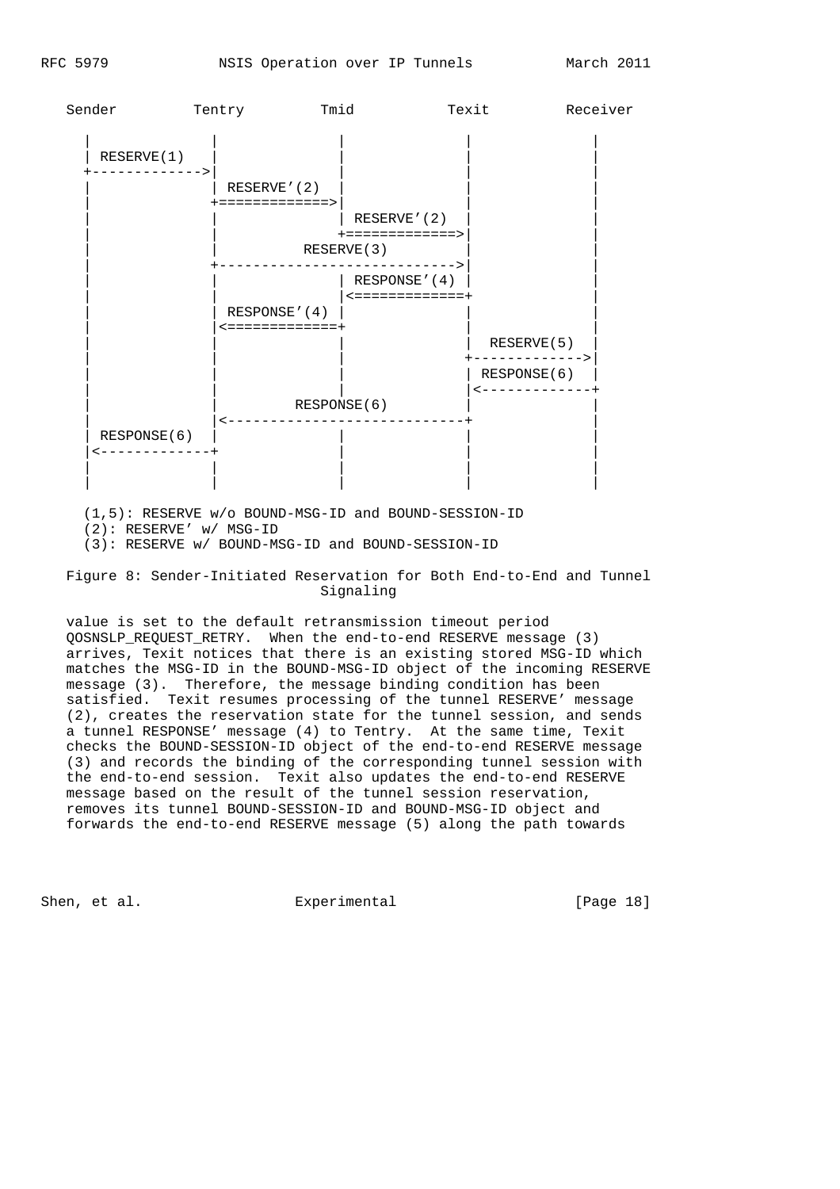```
   Sender         Tentry         Tmid           Texit         Receiver

     |              |              |              |              |
     | RESERVE(1)   |              |              |              |
     +------------->|              |              |              |
     |              | RESERVE'(2)  |              |              |
     |              +=============>|              |              |
     |              |              | RESERVE'(2)  |              |
     |              |              +=============>|              |
     |              |          RESERVE(3)         |              |
     |              +---------------------------->|              |
     |              |              | RESPONSE'(4) |              |
     |              |              |<=============+              |
     |              | RESPONSE'(4) |              |              |
     |              |<=============+              |              |
     |              |              |              |  RESERVE(5)  |
     |              |              |              +------------->|
     |              |              |              | RESPONSE(6)  |
     |              |              |              |<-------------+
     |              |         RESPONSE(6)         |              |
     |              |<----------------------------+              |
     | RESPONSE(6)  |              |              |              |
     |<-------------+              |              |              |
     |              |              |              |              |
     |              |              |              |              |

    (1,5): RESERVE w/o BOUND-MSG-ID and BOUND-SESSION-ID
    (2): RESERVE' w/ MSG-ID
    (3): RESERVE w/ BOUND-MSG-ID and BOUND-SESSION-ID
```

Figure 8: Sender-Initiated Reservation for Both End-to-End and Tunnel Signaling

value is set to the default retransmission timeout period QOSNSLP_REQUEST_RETRY. When the end-to-end RESERVE message (3) arrives, Texit notices that there is an existing stored MSG-ID which matches the MSG-ID in the BOUND-MSG-ID object of the incoming RESERVE message (3). Therefore, the message binding condition has been satisfied. Texit resumes processing of the tunnel RESERVE' message (2), creates the reservation state for the tunnel session, and sends a tunnel RESPONSE' message (4) to Tentry. At the same time, Texit checks the BOUND-SESSION-ID object of the end-to-end RESERVE message (3) and records the binding of the corresponding tunnel session with the end-to-end session. Texit also updates the end-to-end RESERVE message based on the result of the tunnel session reservation, removes its tunnel BOUND-SESSION-ID and BOUND-MSG-ID object and forwards the end-to-end RESERVE message (5) along the path towards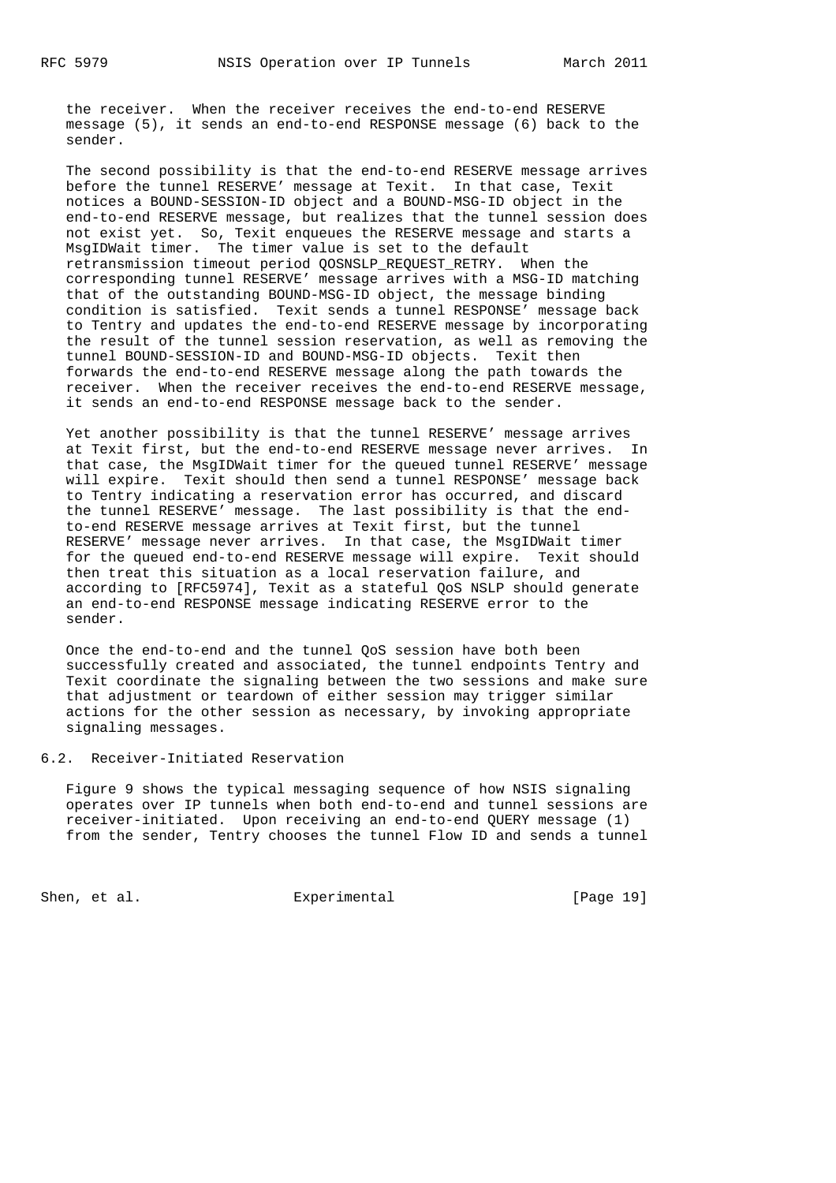the receiver. When the receiver receives the end-to-end RESERVE message (5), it sends an end-to-end RESPONSE message (6) back to the sender.

The second possibility is that the end-to-end RESERVE message arrives before the tunnel RESERVE’ message at Texit. In that case, Texit notices a BOUND-SESSION-ID object and a BOUND-MSG-ID object in the end-to-end RESERVE message, but realizes that the tunnel session does not exist yet. So, Texit enqueues the RESERVE message and starts a MsgIDWait timer. The timer value is set to the default retransmission timeout period QOSNSLP_REQUEST_RETRY. When the corresponding tunnel RESERVE’ message arrives with a MSG-ID matching that of the outstanding BOUND-MSG-ID object, the message binding condition is satisfied. Texit sends a tunnel RESPONSE’ message back to Tentry and updates the end-to-end RESERVE message by incorporating the result of the tunnel session reservation, as well as removing the tunnel BOUND-SESSION-ID and BOUND-MSG-ID objects. Texit then forwards the end-to-end RESERVE message along the path towards the receiver. When the receiver receives the end-to-end RESERVE message, it sends an end-to-end RESPONSE message back to the sender.

Yet another possibility is that the tunnel RESERVE’ message arrives at Texit first, but the end-to-end RESERVE message never arrives. In that case, the MsgIDWait timer for the queued tunnel RESERVE’ message will expire. Texit should then send a tunnel RESPONSE’ message back to Tentry indicating a reservation error has occurred, and discard the tunnel RESERVE’ message. The last possibility is that the end-to-end RESERVE message arrives at Texit first, but the tunnel RESERVE’ message never arrives. In that case, the MsgIDWait timer for the queued end-to-end RESERVE message will expire. Texit should then treat this situation as a local reservation failure, and according to [RFC5974], Texit as a stateful QoS NSLP should generate an end-to-end RESPONSE message indicating RESERVE error to the sender.

Once the end-to-end and the tunnel QoS session have both been successfully created and associated, the tunnel endpoints Tentry and Texit coordinate the signaling between the two sessions and make sure that adjustment or teardown of either session may trigger similar actions for the other session as necessary, by invoking appropriate signaling messages.

### 6.2. Receiver-Initiated Reservation

Figure 9 shows the typical messaging sequence of how NSIS signaling operates over IP tunnels when both end-to-end and tunnel sessions are receiver-initiated. Upon receiving an end-to-end QUERY message (1) from the sender, Tentry chooses the tunnel Flow ID and sends a tunnel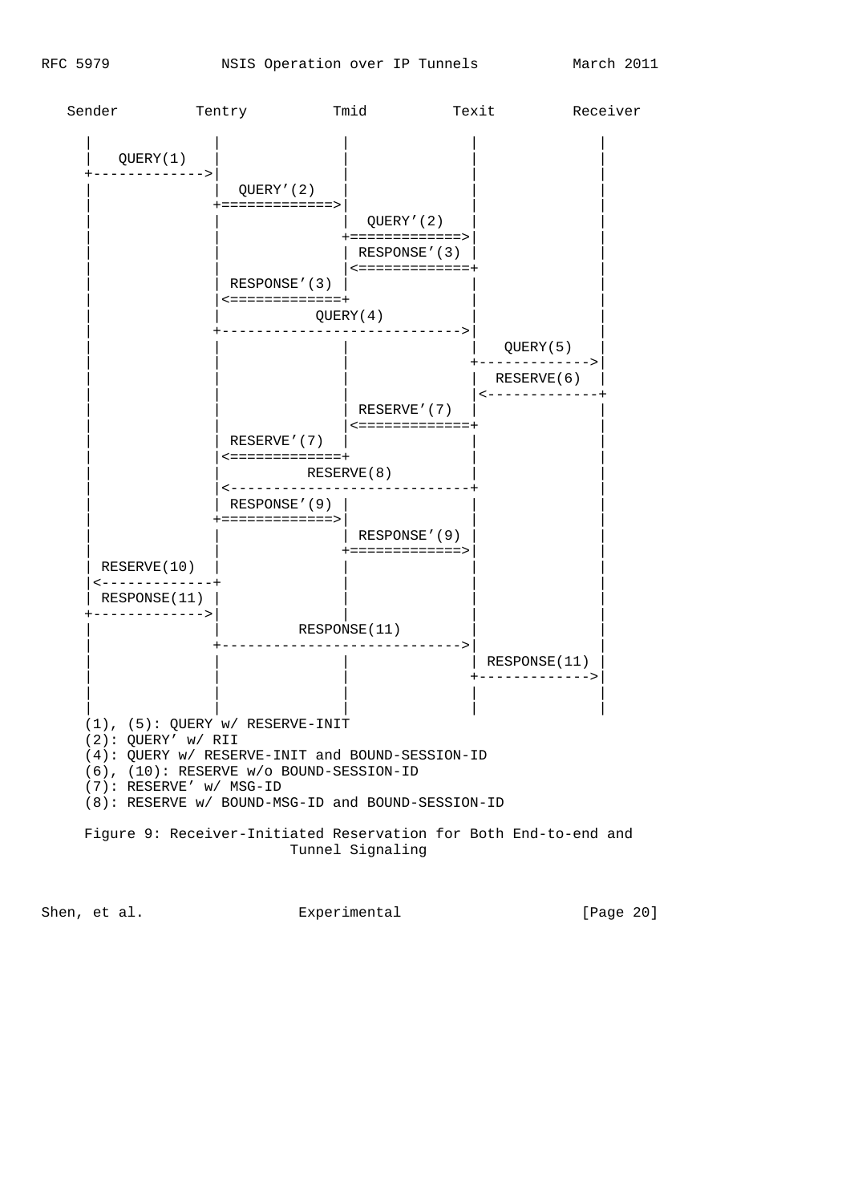```
   Sender         Tentry          Tmid          Texit         Receiver

     |              |               |              |              |
     |   QUERY(1)   |               |              |              |
     +------------->|               |              |              |
     |              |  QUERY'(2)    |              |              |
     |              +=============>|              |              |
     |              |               |  QUERY'(2)   |              |
     |              |               +=============>|              |
     |              |               | RESPONSE'(3) |              |
     |              |               |<=============+              |
     |              | RESPONSE'(3)  |              |              |
     |              |<=============+              |              |
     |              |            QUERY(4)          |              |
     |              +----------------------------->|              |
     |              |               |              |   QUERY(5)   |
     |              |               |              +------------->|
     |              |               |              |  RESERVE(6)  |
     |              |               |              |<-------------+
     |              |               | RESERVE'(7)  |              |
     |              |               |<=============+              |
     |              | RESERVE'(7)   |              |              |
     |              |<=============+              |              |
     |              |           RESERVE(8)         |              |
     |              |<-----------------------------+              |
     |              | RESPONSE'(9)  |              |              |
     |              +=============>|              |              |
     |              |               | RESPONSE'(9) |              |
     |              |               +=============>|              |
     | RESERVE(10)  |               |              |              |
     |<-------------+               |              |              |
     | RESPONSE(11) |               |              |              |
     +------------->|               |              |              |
     |              |          RESPONSE(11)        |              |
     |              +----------------------------->|              |
     |              |               |              | RESPONSE(11) |
     |              |               |              +------------->|
     |              |               |              |              |
     |              |               |              |              |
     (1), (5): QUERY w/ RESERVE-INIT
     (2): QUERY' w/ RII
     (4): QUERY w/ RESERVE-INIT and BOUND-SESSION-ID
     (6), (10): RESERVE w/o BOUND-SESSION-ID
     (7): RESERVE' w/ MSG-ID
     (8): RESERVE w/ BOUND-MSG-ID and BOUND-SESSION-ID
```

Figure 9: Receiver-Initiated Reservation for Both End-to-end and Tunnel Signaling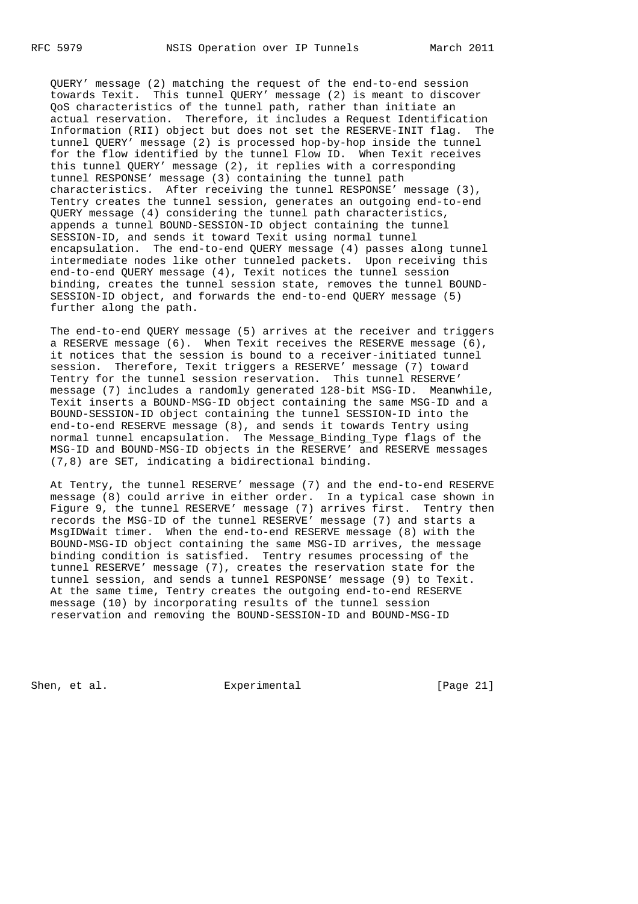QUERY' message (2) matching the request of the end-to-end session towards Texit. This tunnel QUERY' message (2) is meant to discover QoS characteristics of the tunnel path, rather than initiate an actual reservation. Therefore, it includes a Request Identification Information (RII) object but does not set the RESERVE-INIT flag. The tunnel QUERY' message (2) is processed hop-by-hop inside the tunnel for the flow identified by the tunnel Flow ID. When Texit receives this tunnel QUERY' message (2), it replies with a corresponding tunnel RESPONSE' message (3) containing the tunnel path characteristics. After receiving the tunnel RESPONSE' message (3), Tentry creates the tunnel session, generates an outgoing end-to-end QUERY message (4) considering the tunnel path characteristics, appends a tunnel BOUND-SESSION-ID object containing the tunnel SESSION-ID, and sends it toward Texit using normal tunnel encapsulation. The end-to-end QUERY message (4) passes along tunnel intermediate nodes like other tunneled packets. Upon receiving this end-to-end QUERY message (4), Texit notices the tunnel session binding, creates the tunnel session state, removes the tunnel BOUND-SESSION-ID object, and forwards the end-to-end QUERY message (5) further along the path.

The end-to-end QUERY message (5) arrives at the receiver and triggers a RESERVE message (6). When Texit receives the RESERVE message (6), it notices that the session is bound to a receiver-initiated tunnel session. Therefore, Texit triggers a RESERVE' message (7) toward Tentry for the tunnel session reservation. This tunnel RESERVE' message (7) includes a randomly generated 128-bit MSG-ID. Meanwhile, Texit inserts a BOUND-MSG-ID object containing the same MSG-ID and a BOUND-SESSION-ID object containing the tunnel SESSION-ID into the end-to-end RESERVE message (8), and sends it towards Tentry using normal tunnel encapsulation. The Message_Binding_Type flags of the MSG-ID and BOUND-MSG-ID objects in the RESERVE' and RESERVE messages (7,8) are SET, indicating a bidirectional binding.

At Tentry, the tunnel RESERVE' message (7) and the end-to-end RESERVE message (8) could arrive in either order. In a typical case shown in Figure 9, the tunnel RESERVE' message (7) arrives first. Tentry then records the MSG-ID of the tunnel RESERVE' message (7) and starts a MsgIDWait timer. When the end-to-end RESERVE message (8) with the BOUND-MSG-ID object containing the same MSG-ID arrives, the message binding condition is satisfied. Tentry resumes processing of the tunnel RESERVE' message (7), creates the reservation state for the tunnel session, and sends a tunnel RESPONSE' message (9) to Texit. At the same time, Tentry creates the outgoing end-to-end RESERVE message (10) by incorporating results of the tunnel session reservation and removing the BOUND-SESSION-ID and BOUND-MSG-ID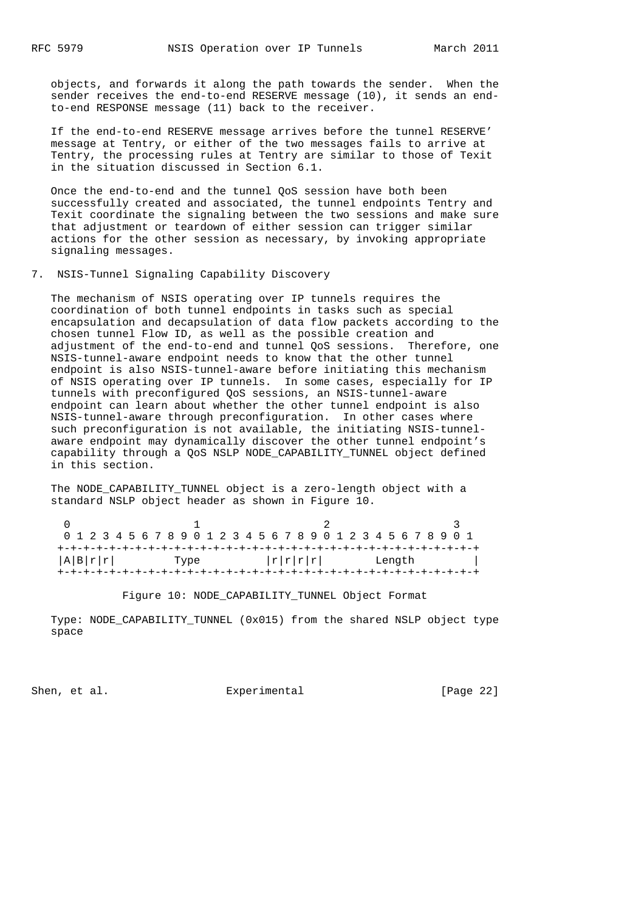objects, and forwards it along the path towards the sender. When the sender receives the end-to-end RESERVE message (10), it sends an end-to-end RESPONSE message (11) back to the receiver.

If the end-to-end RESERVE message arrives before the tunnel RESERVE' message at Tentry, or either of the two messages fails to arrive at Tentry, the processing rules at Tentry are similar to those of Texit in the situation discussed in Section 6.1.

Once the end-to-end and the tunnel QoS session have both been successfully created and associated, the tunnel endpoints Tentry and Texit coordinate the signaling between the two sessions and make sure that adjustment or teardown of either session can trigger similar actions for the other session as necessary, by invoking appropriate signaling messages.

## 7. NSIS-Tunnel Signaling Capability Discovery

The mechanism of NSIS operating over IP tunnels requires the coordination of both tunnel endpoints in tasks such as special encapsulation and decapsulation of data flow packets according to the chosen tunnel Flow ID, as well as the possible creation and adjustment of the end-to-end and tunnel QoS sessions. Therefore, one NSIS-tunnel-aware endpoint needs to know that the other tunnel endpoint is also NSIS-tunnel-aware before initiating this mechanism of NSIS operating over IP tunnels. In some cases, especially for IP tunnels with preconfigured QoS sessions, an NSIS-tunnel-aware endpoint can learn about whether the other tunnel endpoint is also NSIS-tunnel-aware through preconfiguration. In other cases where such preconfiguration is not available, the initiating NSIS-tunnel-aware endpoint may dynamically discover the other tunnel endpoint's capability through a QoS NSLP NODE_CAPABILITY_TUNNEL object defined in this section.

The NODE_CAPABILITY_TUNNEL object is a zero-length object with a standard NSLP object header as shown in Figure 10.

```
 0                   1                   2                   3
 0 1 2 3 4 5 6 7 8 9 0 1 2 3 4 5 6 7 8 9 0 1 2 3 4 5 6 7 8 9 0 1
+-+-+-+-+-+-+-+-+-+-+-+-+-+-+-+-+-+-+-+-+-+-+-+-+-+-+-+-+-+-+-+-+
|A|B|r|r|         Type          |r|r|r|r|        Length         |
+-+-+-+-+-+-+-+-+-+-+-+-+-+-+-+-+-+-+-+-+-+-+-+-+-+-+-+-+-+-+-+-+
```

Figure 10: NODE_CAPABILITY_TUNNEL Object Format

Type: NODE_CAPABILITY_TUNNEL (0x015) from the shared NSLP object type space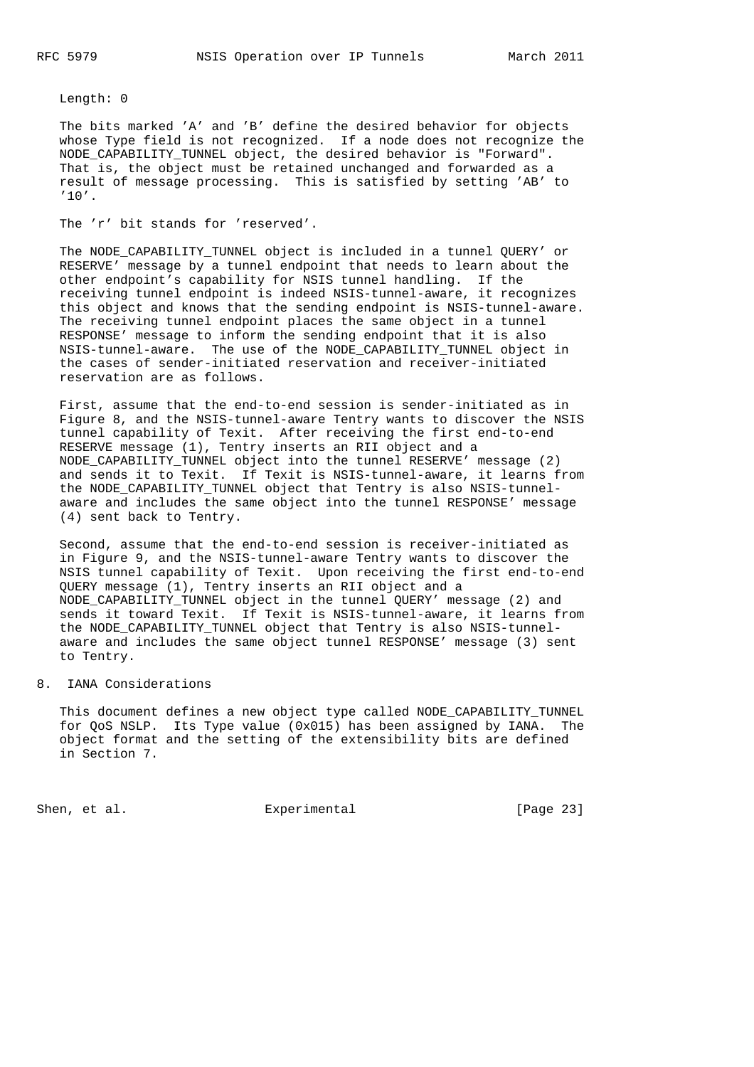Length: 0

The bits marked 'A' and 'B' define the desired behavior for objects whose Type field is not recognized. If a node does not recognize the NODE_CAPABILITY_TUNNEL object, the desired behavior is "Forward". That is, the object must be retained unchanged and forwarded as a result of message processing. This is satisfied by setting 'AB' to '10'.

The 'r' bit stands for 'reserved'.

The NODE_CAPABILITY_TUNNEL object is included in a tunnel QUERY' or RESERVE' message by a tunnel endpoint that needs to learn about the other endpoint's capability for NSIS tunnel handling. If the receiving tunnel endpoint is indeed NSIS-tunnel-aware, it recognizes this object and knows that the sending endpoint is NSIS-tunnel-aware. The receiving tunnel endpoint places the same object in a tunnel RESPONSE' message to inform the sending endpoint that it is also NSIS-tunnel-aware. The use of the NODE_CAPABILITY_TUNNEL object in the cases of sender-initiated reservation and receiver-initiated reservation are as follows.

First, assume that the end-to-end session is sender-initiated as in Figure 8, and the NSIS-tunnel-aware Tentry wants to discover the NSIS tunnel capability of Texit. After receiving the first end-to-end RESERVE message (1), Tentry inserts an RII object and a NODE_CAPABILITY_TUNNEL object into the tunnel RESERVE' message (2) and sends it to Texit. If Texit is NSIS-tunnel-aware, it learns from the NODE_CAPABILITY_TUNNEL object that Tentry is also NSIS-tunnel-aware and includes the same object into the tunnel RESPONSE' message (4) sent back to Tentry.

Second, assume that the end-to-end session is receiver-initiated as in Figure 9, and the NSIS-tunnel-aware Tentry wants to discover the NSIS tunnel capability of Texit. Upon receiving the first end-to-end QUERY message (1), Tentry inserts an RII object and a NODE_CAPABILITY_TUNNEL object in the tunnel QUERY' message (2) and sends it toward Texit. If Texit is NSIS-tunnel-aware, it learns from the NODE_CAPABILITY_TUNNEL object that Tentry is also NSIS-tunnel-aware and includes the same object tunnel RESPONSE' message (3) sent to Tentry.

## 8. IANA Considerations

This document defines a new object type called NODE_CAPABILITY_TUNNEL for QoS NSLP. Its Type value (0x015) has been assigned by IANA. The object format and the setting of the extensibility bits are defined in Section 7.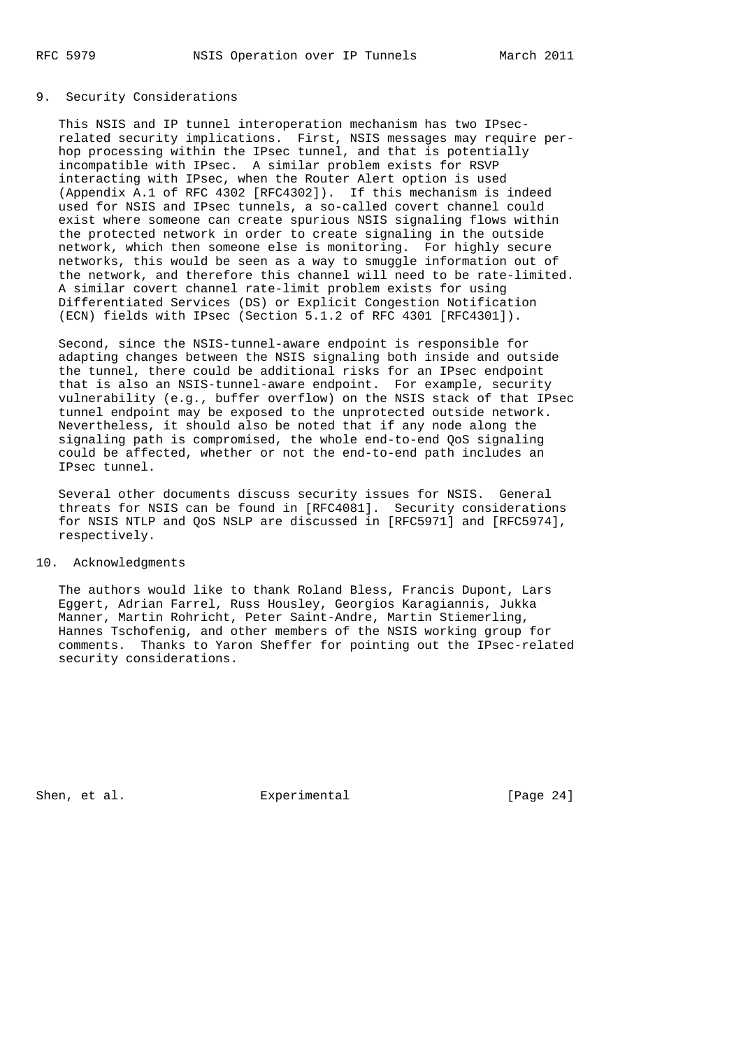## 9. Security Considerations

This NSIS and IP tunnel interoperation mechanism has two IPsec-related security implications. First, NSIS messages may require per-hop processing within the IPsec tunnel, and that is potentially incompatible with IPsec. A similar problem exists for RSVP interacting with IPsec, when the Router Alert option is used (Appendix A.1 of RFC 4302 [RFC4302]). If this mechanism is indeed used for NSIS and IPsec tunnels, a so-called covert channel could exist where someone can create spurious NSIS signaling flows within the protected network in order to create signaling in the outside network, which then someone else is monitoring. For highly secure networks, this would be seen as a way to smuggle information out of the network, and therefore this channel will need to be rate-limited. A similar covert channel rate-limit problem exists for using Differentiated Services (DS) or Explicit Congestion Notification (ECN) fields with IPsec (Section 5.1.2 of RFC 4301 [RFC4301]).

Second, since the NSIS-tunnel-aware endpoint is responsible for adapting changes between the NSIS signaling both inside and outside the tunnel, there could be additional risks for an IPsec endpoint that is also an NSIS-tunnel-aware endpoint. For example, security vulnerability (e.g., buffer overflow) on the NSIS stack of that IPsec tunnel endpoint may be exposed to the unprotected outside network. Nevertheless, it should also be noted that if any node along the signaling path is compromised, the whole end-to-end QoS signaling could be affected, whether or not the end-to-end path includes an IPsec tunnel.

Several other documents discuss security issues for NSIS. General threats for NSIS can be found in [RFC4081]. Security considerations for NSIS NTLP and QoS NSLP are discussed in [RFC5971] and [RFC5974], respectively.

## 10. Acknowledgments

The authors would like to thank Roland Bless, Francis Dupont, Lars Eggert, Adrian Farrel, Russ Housley, Georgios Karagiannis, Jukka Manner, Martin Rohricht, Peter Saint-Andre, Martin Stiemerling, Hannes Tschofenig, and other members of the NSIS working group for comments. Thanks to Yaron Sheffer for pointing out the IPsec-related security considerations.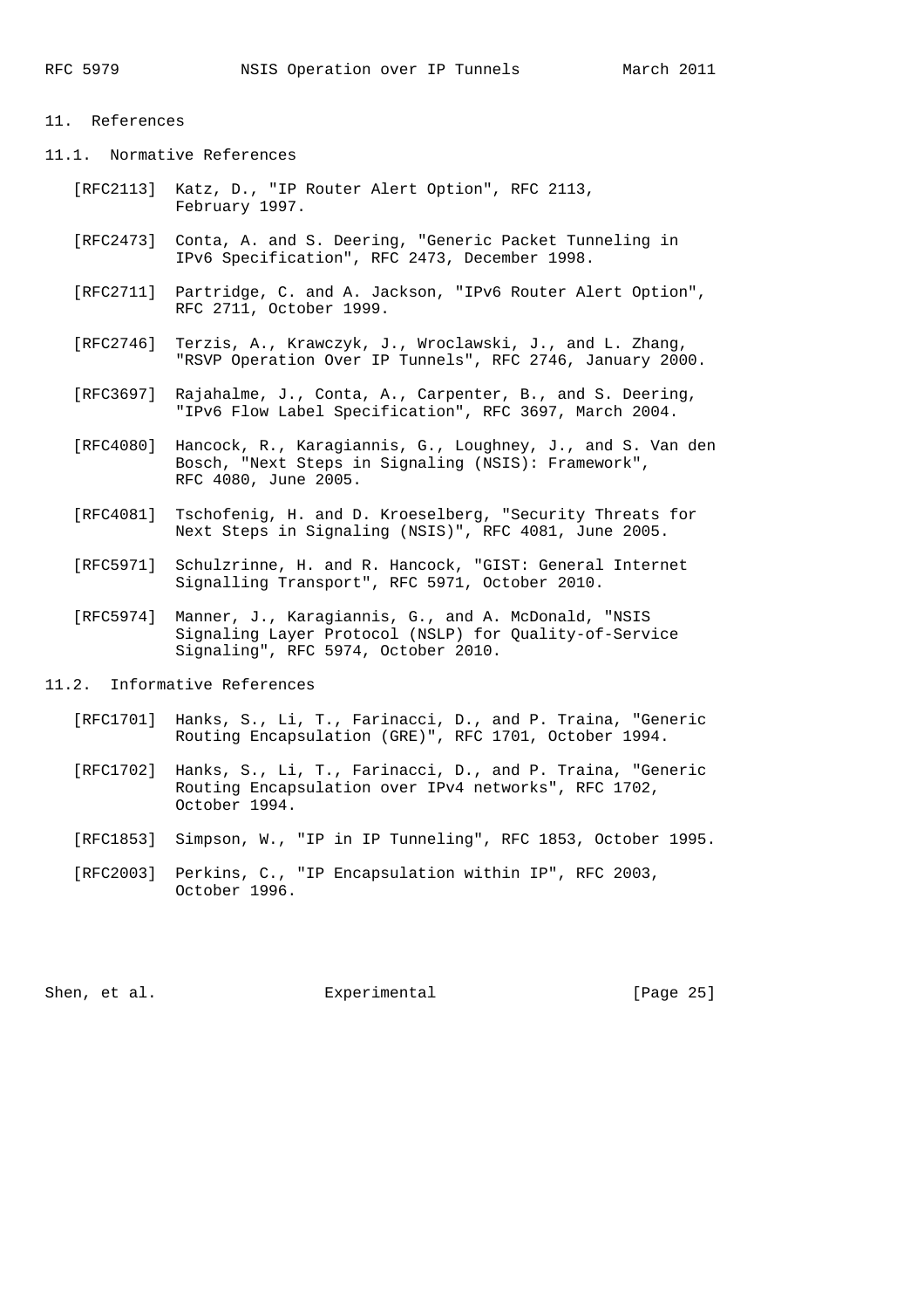## 11. References

### 11.1. Normative References

[RFC2113] Katz, D., "IP Router Alert Option", RFC 2113, February 1997.

[RFC2473] Conta, A. and S. Deering, "Generic Packet Tunneling in IPv6 Specification", RFC 2473, December 1998.

[RFC2711] Partridge, C. and A. Jackson, "IPv6 Router Alert Option", RFC 2711, October 1999.

[RFC2746] Terzis, A., Krawczyk, J., Wroclawski, J., and L. Zhang, "RSVP Operation Over IP Tunnels", RFC 2746, January 2000.

[RFC3697] Rajahalme, J., Conta, A., Carpenter, B., and S. Deering, "IPv6 Flow Label Specification", RFC 3697, March 2004.

[RFC4080] Hancock, R., Karagiannis, G., Loughney, J., and S. Van den Bosch, "Next Steps in Signaling (NSIS): Framework", RFC 4080, June 2005.

[RFC4081] Tschofenig, H. and D. Kroeselberg, "Security Threats for Next Steps in Signaling (NSIS)", RFC 4081, June 2005.

[RFC5971] Schulzrinne, H. and R. Hancock, "GIST: General Internet Signalling Transport", RFC 5971, October 2010.

[RFC5974] Manner, J., Karagiannis, G., and A. McDonald, "NSIS Signaling Layer Protocol (NSLP) for Quality-of-Service Signaling", RFC 5974, October 2010.

### 11.2. Informative References

[RFC1701] Hanks, S., Li, T., Farinacci, D., and P. Traina, "Generic Routing Encapsulation (GRE)", RFC 1701, October 1994.

[RFC1702] Hanks, S., Li, T., Farinacci, D., and P. Traina, "Generic Routing Encapsulation over IPv4 networks", RFC 1702, October 1994.

[RFC1853] Simpson, W., "IP in IP Tunneling", RFC 1853, October 1995.

[RFC2003] Perkins, C., "IP Encapsulation within IP", RFC 2003, October 1996.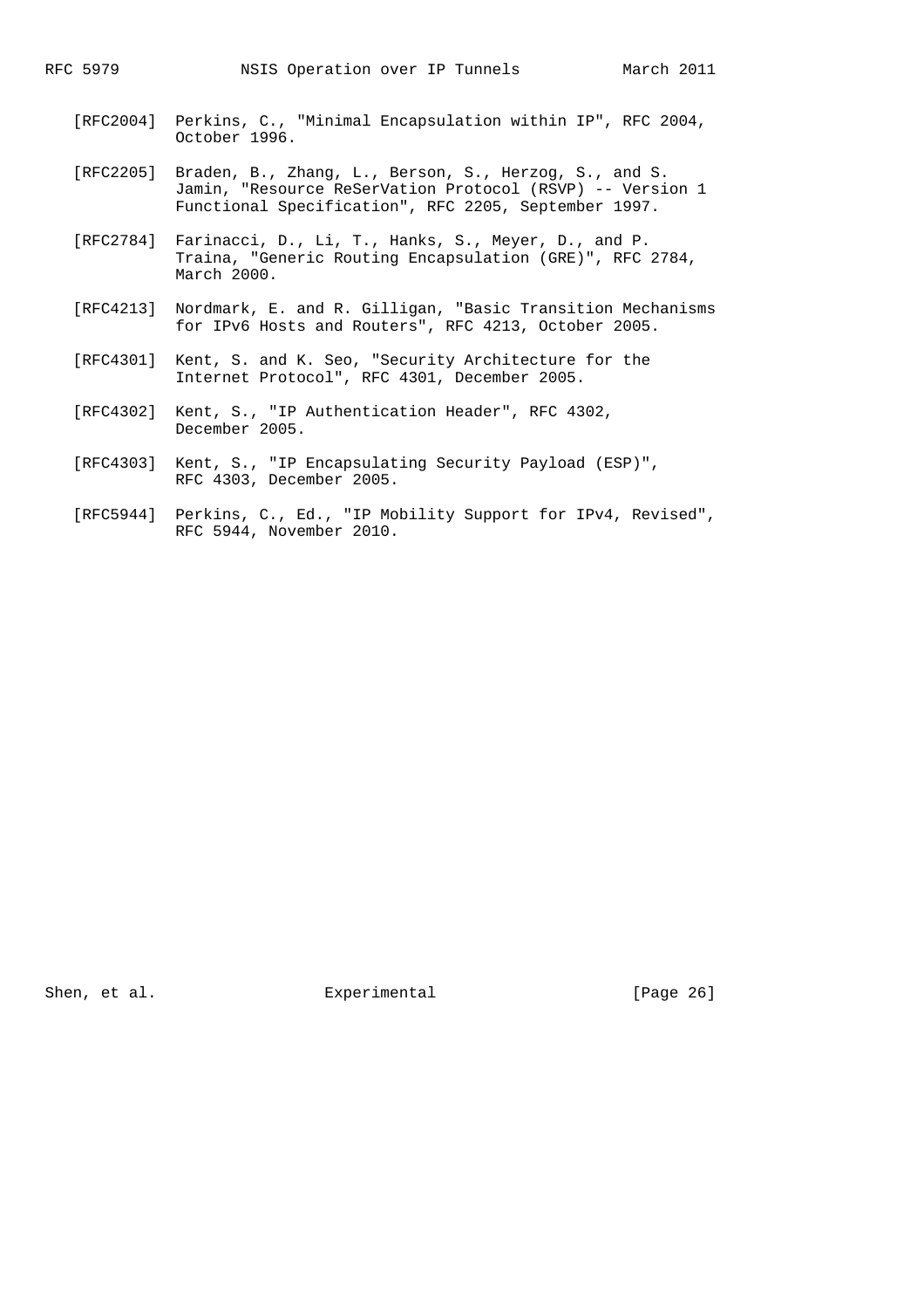[RFC2004] Perkins, C., "Minimal Encapsulation within IP", RFC 2004, October 1996.

[RFC2205] Braden, B., Zhang, L., Berson, S., Herzog, S., and S. Jamin, "Resource ReSerVation Protocol (RSVP) -- Version 1 Functional Specification", RFC 2205, September 1997.

[RFC2784] Farinacci, D., Li, T., Hanks, S., Meyer, D., and P. Traina, "Generic Routing Encapsulation (GRE)", RFC 2784, March 2000.

[RFC4213] Nordmark, E. and R. Gilligan, "Basic Transition Mechanisms for IPv6 Hosts and Routers", RFC 4213, October 2005.

[RFC4301] Kent, S. and K. Seo, "Security Architecture for the Internet Protocol", RFC 4301, December 2005.

[RFC4302] Kent, S., "IP Authentication Header", RFC 4302, December 2005.

[RFC4303] Kent, S., "IP Encapsulating Security Payload (ESP)", RFC 4303, December 2005.

[RFC5944] Perkins, C., Ed., "IP Mobility Support for IPv4, Revised", RFC 5944, November 2010.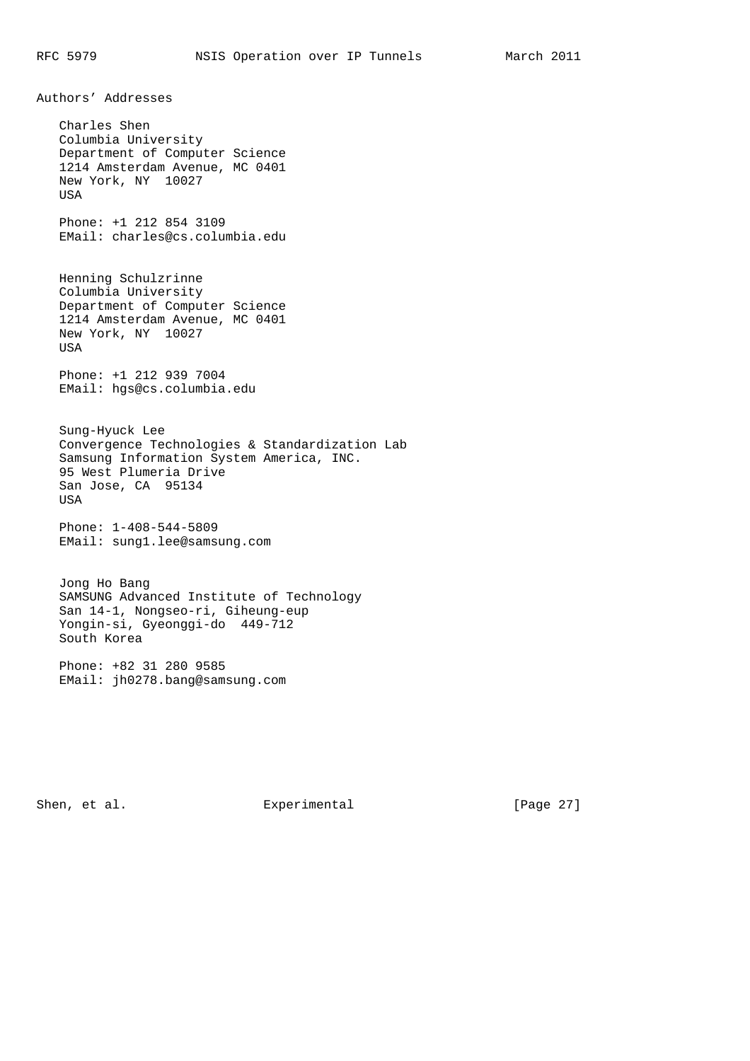## Authors' Addresses

Charles Shen
Columbia University
Department of Computer Science
1214 Amsterdam Avenue, MC 0401
New York, NY 10027
USA

Phone: +1 212 854 3109
EMail: charles@cs.columbia.edu

Henning Schulzrinne
Columbia University
Department of Computer Science
1214 Amsterdam Avenue, MC 0401
New York, NY 10027
USA

Phone: +1 212 939 7004
EMail: hgs@cs.columbia.edu

Sung-Hyuck Lee
Convergence Technologies & Standardization Lab
Samsung Information System America, INC.
95 West Plumeria Drive
San Jose, CA 95134
USA

Phone: 1-408-544-5809
EMail: sung1.lee@samsung.com

Jong Ho Bang
SAMSUNG Advanced Institute of Technology
San 14-1, Nongseo-ri, Giheung-eup
Yongin-si, Gyeonggi-do 449-712
South Korea

Phone: +82 31 280 9585
EMail: jh0278.bang@samsung.com